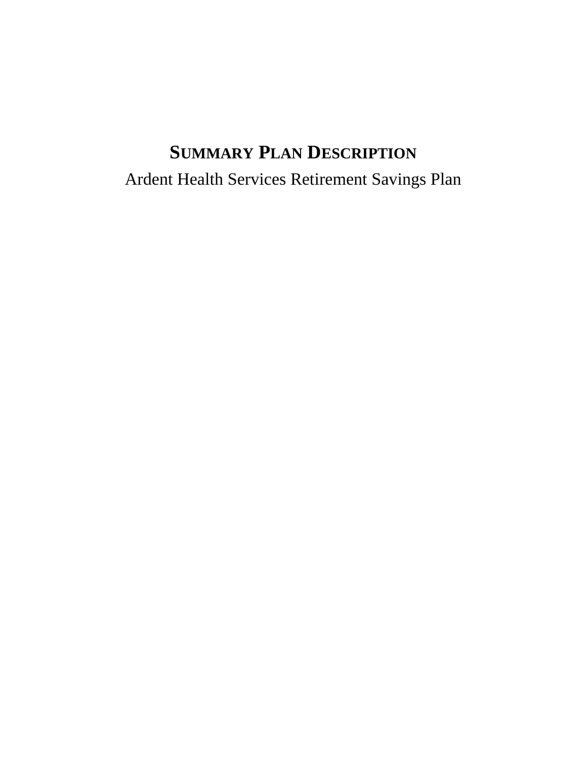# Summary Plan Description

Ardent Health Services Retirement Savings Plan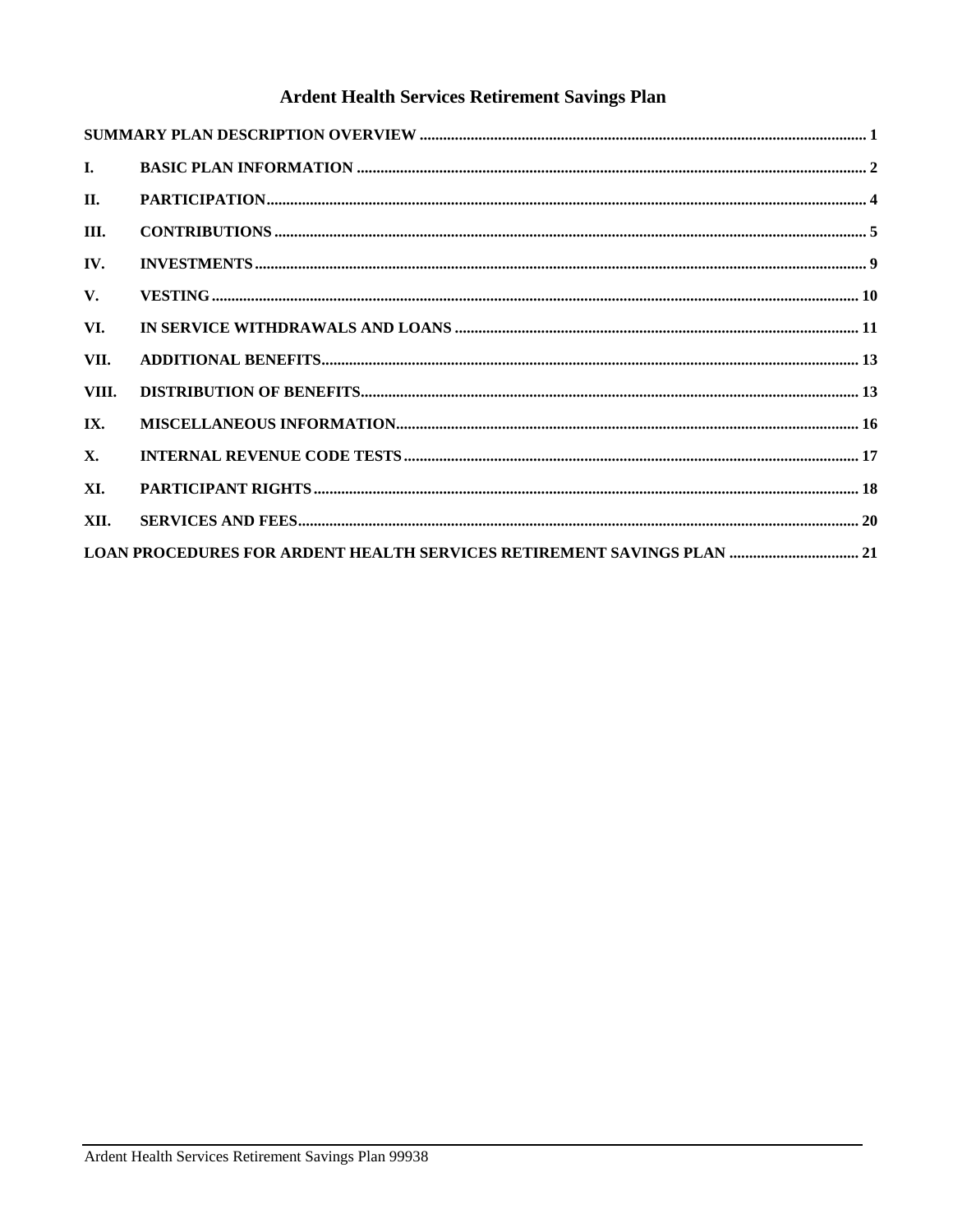# Ardent Health Services Retirement Savings Plan

SUMMARY PLAN DESCRIPTION OVERVIEW ........ 1

| | | |
|---|---|---|
| I. | BASIC PLAN INFORMATION | 2 |
| II. | PARTICIPATION | 4 |
| III. | CONTRIBUTIONS | 5 |
| IV. | INVESTMENTS | 9 |
| V. | VESTING | 10 |
| VI. | IN SERVICE WITHDRAWALS AND LOANS | 11 |
| VII. | ADDITIONAL BENEFITS | 13 |
| VIII. | DISTRIBUTION OF BENEFITS | 13 |
| IX. | MISCELLANEOUS INFORMATION | 16 |
| X. | INTERNAL REVENUE CODE TESTS | 17 |
| XI. | PARTICIPANT RIGHTS | 18 |
| XII. | SERVICES AND FEES | 20 |

LOAN PROCEDURES FOR ARDENT HEALTH SERVICES RETIREMENT SAVINGS PLAN ........ 21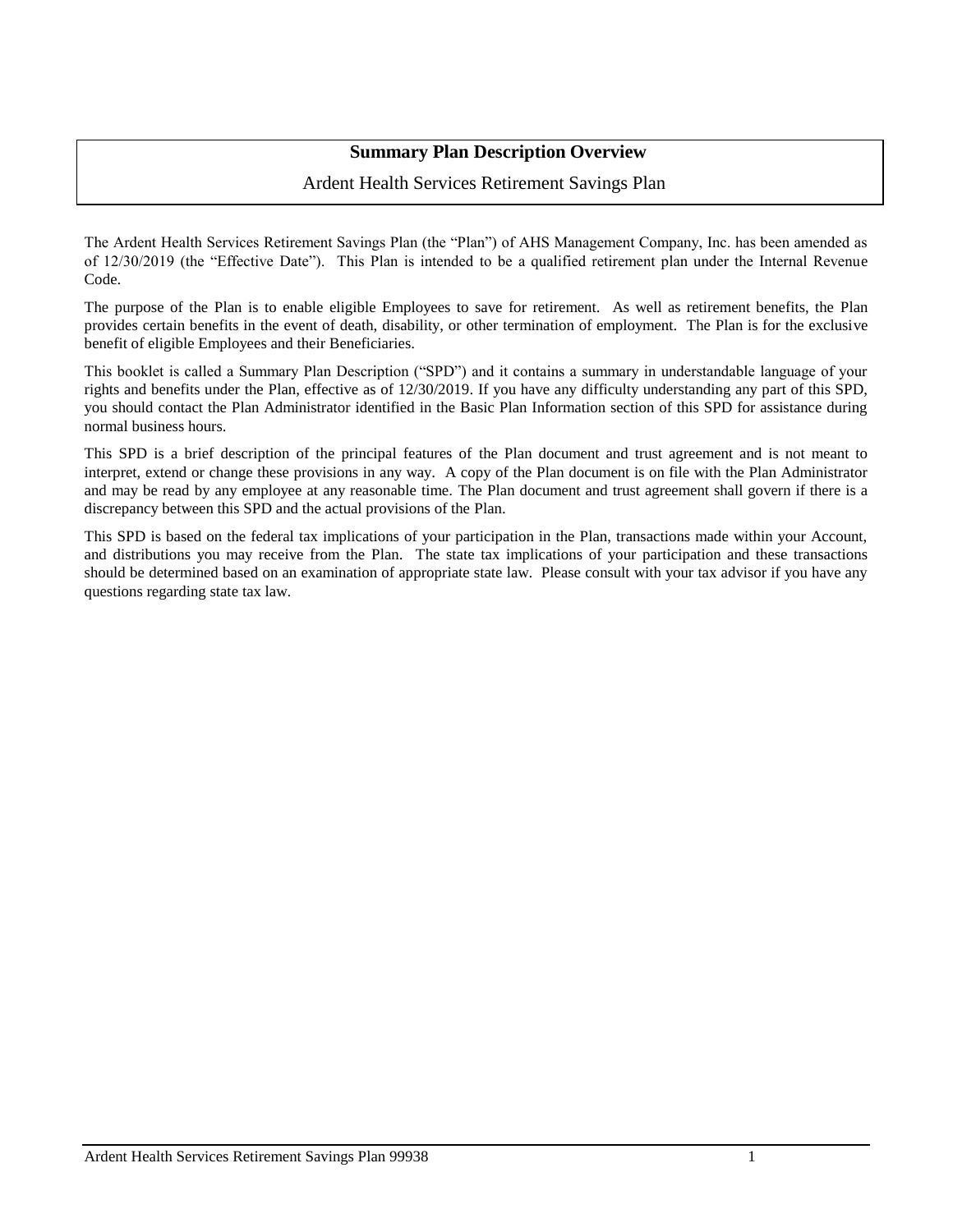# Summary Plan Description Overview

## Ardent Health Services Retirement Savings Plan

The Ardent Health Services Retirement Savings Plan (the "Plan") of AHS Management Company, Inc. has been amended as of 12/30/2019 (the "Effective Date"). This Plan is intended to be a qualified retirement plan under the Internal Revenue Code.

The purpose of the Plan is to enable eligible Employees to save for retirement. As well as retirement benefits, the Plan provides certain benefits in the event of death, disability, or other termination of employment. The Plan is for the exclusive benefit of eligible Employees and their Beneficiaries.

This booklet is called a Summary Plan Description ("SPD") and it contains a summary in understandable language of your rights and benefits under the Plan, effective as of 12/30/2019. If you have any difficulty understanding any part of this SPD, you should contact the Plan Administrator identified in the Basic Plan Information section of this SPD for assistance during normal business hours.

This SPD is a brief description of the principal features of the Plan document and trust agreement and is not meant to interpret, extend or change these provisions in any way. A copy of the Plan document is on file with the Plan Administrator and may be read by any employee at any reasonable time. The Plan document and trust agreement shall govern if there is a discrepancy between this SPD and the actual provisions of the Plan.

This SPD is based on the federal tax implications of your participation in the Plan, transactions made within your Account, and distributions you may receive from the Plan. The state tax implications of your participation and these transactions should be determined based on an examination of appropriate state law. Please consult with your tax advisor if you have any questions regarding state tax law.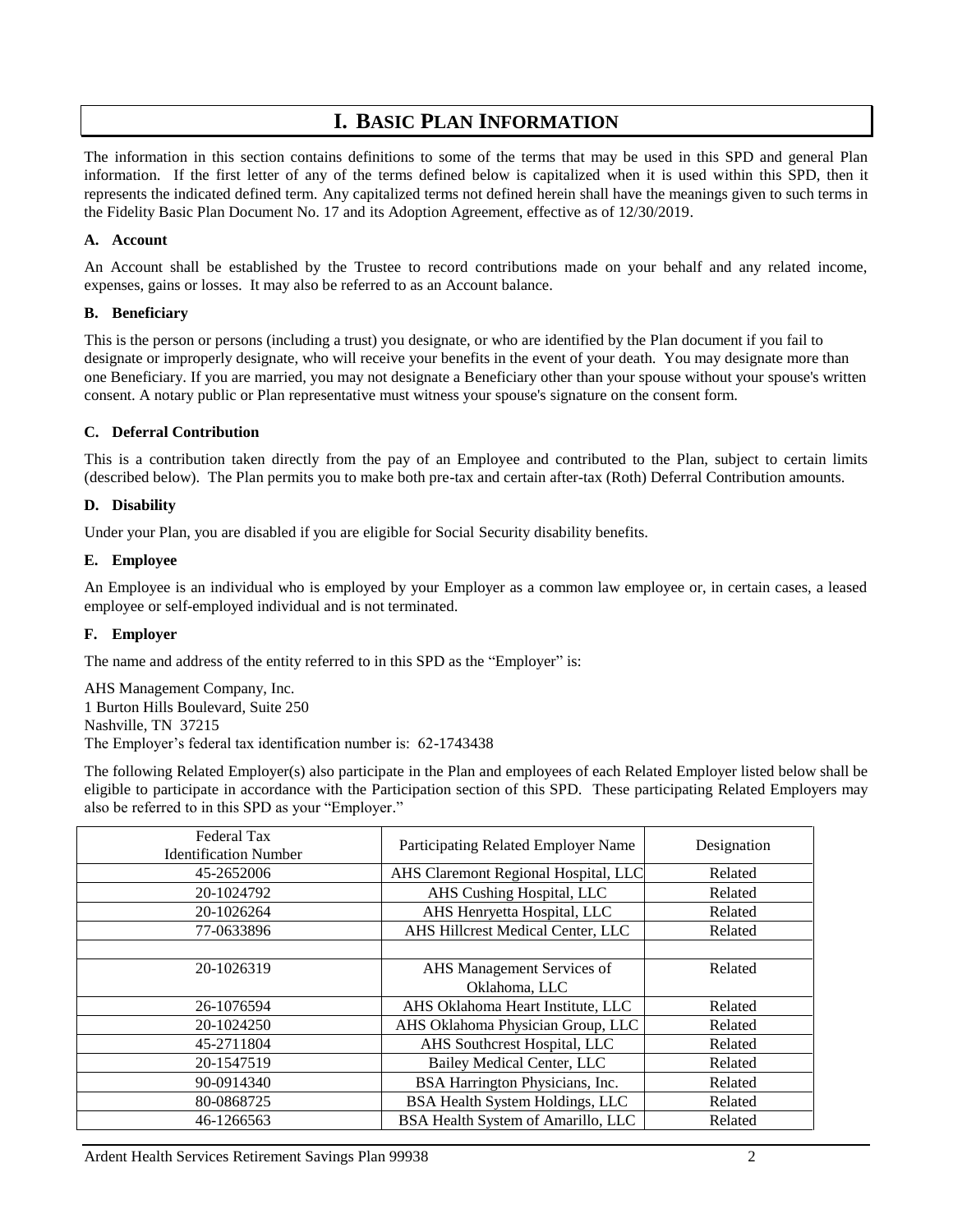# I. Basic Plan Information

The information in this section contains definitions to some of the terms that may be used in this SPD and general Plan information. If the first letter of any of the terms defined below is capitalized when it is used within this SPD, then it represents the indicated defined term. Any capitalized terms not defined herein shall have the meanings given to such terms in the Fidelity Basic Plan Document No. 17 and its Adoption Agreement, effective as of 12/30/2019.

### A. Account

An Account shall be established by the Trustee to record contributions made on your behalf and any related income, expenses, gains or losses. It may also be referred to as an Account balance.

### B. Beneficiary

This is the person or persons (including a trust) you designate, or who are identified by the Plan document if you fail to designate or improperly designate, who will receive your benefits in the event of your death. You may designate more than one Beneficiary. If you are married, you may not designate a Beneficiary other than your spouse without your spouse's written consent. A notary public or Plan representative must witness your spouse's signature on the consent form.

### C. Deferral Contribution

This is a contribution taken directly from the pay of an Employee and contributed to the Plan, subject to certain limits (described below). The Plan permits you to make both pre-tax and certain after-tax (Roth) Deferral Contribution amounts.

### D. Disability

Under your Plan, you are disabled if you are eligible for Social Security disability benefits.

### E. Employee

An Employee is an individual who is employed by your Employer as a common law employee or, in certain cases, a leased employee or self-employed individual and is not terminated.

### F. Employer

The name and address of the entity referred to in this SPD as the "Employer" is:

AHS Management Company, Inc.
1 Burton Hills Boulevard, Suite 250
Nashville, TN 37215
The Employer's federal tax identification number is: 62-1743438

The following Related Employer(s) also participate in the Plan and employees of each Related Employer listed below shall be eligible to participate in accordance with the Participation section of this SPD. These participating Related Employers may also be referred to in this SPD as your "Employer."

| Federal Tax Identification Number | Participating Related Employer Name | Designation |
|---|---|---|
| 45-2652006 | AHS Claremont Regional Hospital, LLC | Related |
| 20-1024792 | AHS Cushing Hospital, LLC | Related |
| 20-1026264 | AHS Henryetta Hospital, LLC | Related |
| 77-0633896 | AHS Hillcrest Medical Center, LLC | Related |
| | | |
| 20-1026319 | AHS Management Services of Oklahoma, LLC | Related |
| 26-1076594 | AHS Oklahoma Heart Institute, LLC | Related |
| 20-1024250 | AHS Oklahoma Physician Group, LLC | Related |
| 45-2711804 | AHS Southcrest Hospital, LLC | Related |
| 20-1547519 | Bailey Medical Center, LLC | Related |
| 90-0914340 | BSA Harrington Physicians, Inc. | Related |
| 80-0868725 | BSA Health System Holdings, LLC | Related |
| 46-1266563 | BSA Health System of Amarillo, LLC | Related |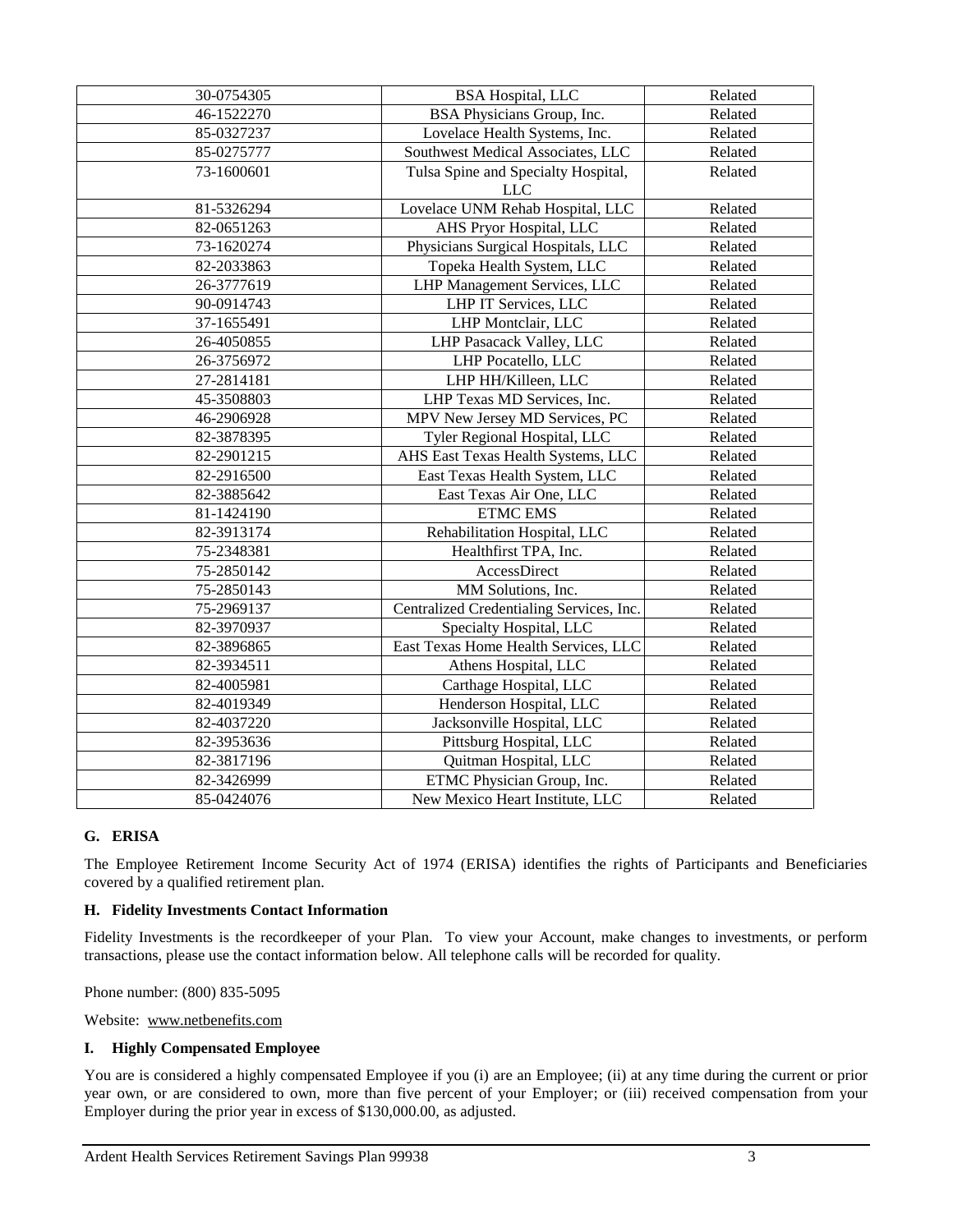| | | |
|---|---|---|
| 30-0754305 | BSA Hospital, LLC | Related |
| 46-1522270 | BSA Physicians Group, Inc. | Related |
| 85-0327237 | Lovelace Health Systems, Inc. | Related |
| 85-0275777 | Southwest Medical Associates, LLC | Related |
| 73-1600601 | Tulsa Spine and Specialty Hospital, LLC | Related |
| 81-5326294 | Lovelace UNM Rehab Hospital, LLC | Related |
| 82-0651263 | AHS Pryor Hospital, LLC | Related |
| 73-1620274 | Physicians Surgical Hospitals, LLC | Related |
| 82-2033863 | Topeka Health System, LLC | Related |
| 26-3777619 | LHP Management Services, LLC | Related |
| 90-0914743 | LHP IT Services, LLC | Related |
| 37-1655491 | LHP Montclair, LLC | Related |
| 26-4050855 | LHP Pasacack Valley, LLC | Related |
| 26-3756972 | LHP Pocatello, LLC | Related |
| 27-2814181 | LHP HH/Killeen, LLC | Related |
| 45-3508803 | LHP Texas MD Services, Inc. | Related |
| 46-2906928 | MPV New Jersey MD Services, PC | Related |
| 82-3878395 | Tyler Regional Hospital, LLC | Related |
| 82-2901215 | AHS East Texas Health Systems, LLC | Related |
| 82-2916500 | East Texas Health System, LLC | Related |
| 82-3885642 | East Texas Air One, LLC | Related |
| 81-1424190 | ETMC EMS | Related |
| 82-3913174 | Rehabilitation Hospital, LLC | Related |
| 75-2348381 | Healthfirst TPA, Inc. | Related |
| 75-2850142 | AccessDirect | Related |
| 75-2850143 | MM Solutions, Inc. | Related |
| 75-2969137 | Centralized Credentialing Services, Inc. | Related |
| 82-3970937 | Specialty Hospital, LLC | Related |
| 82-3896865 | East Texas Home Health Services, LLC | Related |
| 82-3934511 | Athens Hospital, LLC | Related |
| 82-4005981 | Carthage Hospital, LLC | Related |
| 82-4019349 | Henderson Hospital, LLC | Related |
| 82-4037220 | Jacksonville Hospital, LLC | Related |
| 82-3953636 | Pittsburg Hospital, LLC | Related |
| 82-3817196 | Quitman Hospital, LLC | Related |
| 82-3426999 | ETMC Physician Group, Inc. | Related |
| 85-0424076 | New Mexico Heart Institute, LLC | Related |

### G. ERISA

The Employee Retirement Income Security Act of 1974 (ERISA) identifies the rights of Participants and Beneficiaries covered by a qualified retirement plan.

### H. Fidelity Investments Contact Information

Fidelity Investments is the recordkeeper of your Plan. To view your Account, make changes to investments, or perform transactions, please use the contact information below. All telephone calls will be recorded for quality.

Phone number: (800) 835-5095

Website: www.netbenefits.com

### I. Highly Compensated Employee

You are is considered a highly compensated Employee if you (i) are an Employee; (ii) at any time during the current or prior year own, or are considered to own, more than five percent of your Employer; or (iii) received compensation from your Employer during the prior year in excess of $130,000.00, as adjusted.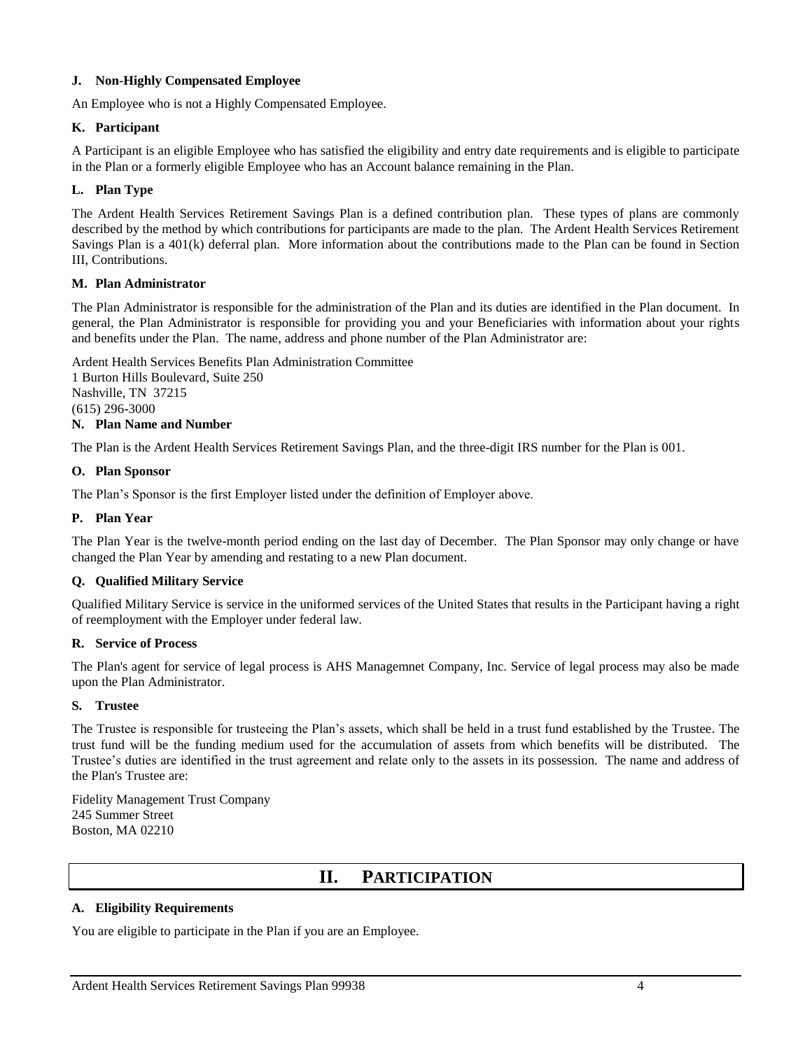### J. Non-Highly Compensated Employee

An Employee who is not a Highly Compensated Employee.

### K. Participant

A Participant is an eligible Employee who has satisfied the eligibility and entry date requirements and is eligible to participate in the Plan or a formerly eligible Employee who has an Account balance remaining in the Plan.

### L. Plan Type

The Ardent Health Services Retirement Savings Plan is a defined contribution plan. These types of plans are commonly described by the method by which contributions for participants are made to the plan. The Ardent Health Services Retirement Savings Plan is a 401(k) deferral plan. More information about the contributions made to the Plan can be found in Section III, Contributions.

### M. Plan Administrator

The Plan Administrator is responsible for the administration of the Plan and its duties are identified in the Plan document. In general, the Plan Administrator is responsible for providing you and your Beneficiaries with information about your rights and benefits under the Plan. The name, address and phone number of the Plan Administrator are:

Ardent Health Services Benefits Plan Administration Committee
1 Burton Hills Boulevard, Suite 250
Nashville, TN 37215
(615) 296-3000

### N. Plan Name and Number

The Plan is the Ardent Health Services Retirement Savings Plan, and the three-digit IRS number for the Plan is 001.

### O. Plan Sponsor

The Plan's Sponsor is the first Employer listed under the definition of Employer above.

### P. Plan Year

The Plan Year is the twelve-month period ending on the last day of December. The Plan Sponsor may only change or have changed the Plan Year by amending and restating to a new Plan document.

### Q. Qualified Military Service

Qualified Military Service is service in the uniformed services of the United States that results in the Participant having a right of reemployment with the Employer under federal law.

### R. Service of Process

The Plan's agent for service of legal process is AHS Managemnet Company, Inc. Service of legal process may also be made upon the Plan Administrator.

### S. Trustee

The Trustee is responsible for trusteeing the Plan's assets, which shall be held in a trust fund established by the Trustee. The trust fund will be the funding medium used for the accumulation of assets from which benefits will be distributed. The Trustee's duties are identified in the trust agreement and relate only to the assets in its possession. The name and address of the Plan's Trustee are:

Fidelity Management Trust Company
245 Summer Street
Boston, MA 02210

## II. PARTICIPATION

### A. Eligibility Requirements

You are eligible to participate in the Plan if you are an Employee.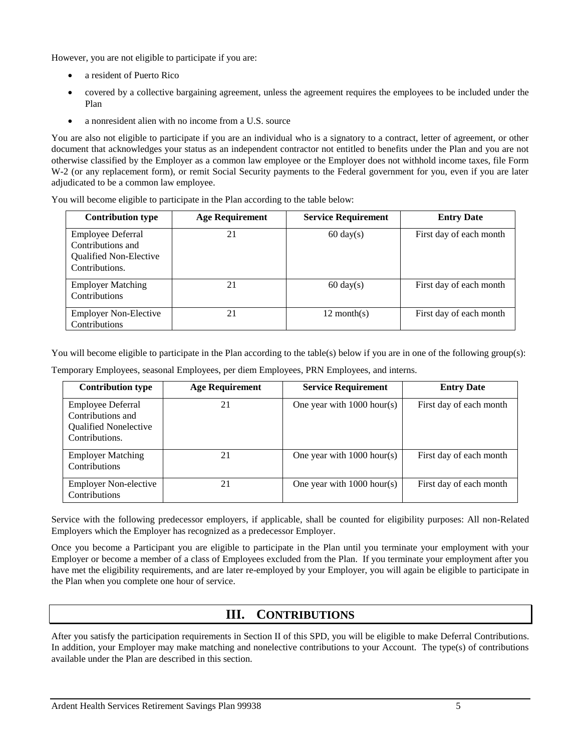However, you are not eligible to participate if you are:

- a resident of Puerto Rico
- covered by a collective bargaining agreement, unless the agreement requires the employees to be included under the Plan
- a nonresident alien with no income from a U.S. source

You are also not eligible to participate if you are an individual who is a signatory to a contract, letter of agreement, or other document that acknowledges your status as an independent contractor not entitled to benefits under the Plan and you are not otherwise classified by the Employer as a common law employee or the Employer does not withhold income taxes, file Form W-2 (or any replacement form), or remit Social Security payments to the Federal government for you, even if you are later adjudicated to be a common law employee.

You will become eligible to participate in the Plan according to the table below:

| Contribution type | Age Requirement | Service Requirement | Entry Date |
|---|---|---|---|
| Employee Deferral Contributions and Qualified Non-Elective Contributions. | 21 | 60 day(s) | First day of each month |
| Employer Matching Contributions | 21 | 60 day(s) | First day of each month |
| Employer Non-Elective Contributions | 21 | 12 month(s) | First day of each month |

You will become eligible to participate in the Plan according to the table(s) below if you are in one of the following group(s):

Temporary Employees, seasonal Employees, per diem Employees, PRN Employees, and interns.

| Contribution type | Age Requirement | Service Requirement | Entry Date |
|---|---|---|---|
| Employee Deferral Contributions and Qualified Nonelective Contributions. | 21 | One year with 1000 hour(s) | First day of each month |
| Employer Matching Contributions | 21 | One year with 1000 hour(s) | First day of each month |
| Employer Non-elective Contributions | 21 | One year with 1000 hour(s) | First day of each month |

Service with the following predecessor employers, if applicable, shall be counted for eligibility purposes: All non-Related Employers which the Employer has recognized as a predecessor Employer.

Once you become a Participant you are eligible to participate in the Plan until you terminate your employment with your Employer or become a member of a class of Employees excluded from the Plan. If you terminate your employment after you have met the eligibility requirements, and are later re-employed by your Employer, you will again be eligible to participate in the Plan when you complete one hour of service.

# III. CONTRIBUTIONS

After you satisfy the participation requirements in Section II of this SPD, you will be eligible to make Deferral Contributions. In addition, your Employer may make matching and nonelective contributions to your Account. The type(s) of contributions available under the Plan are described in this section.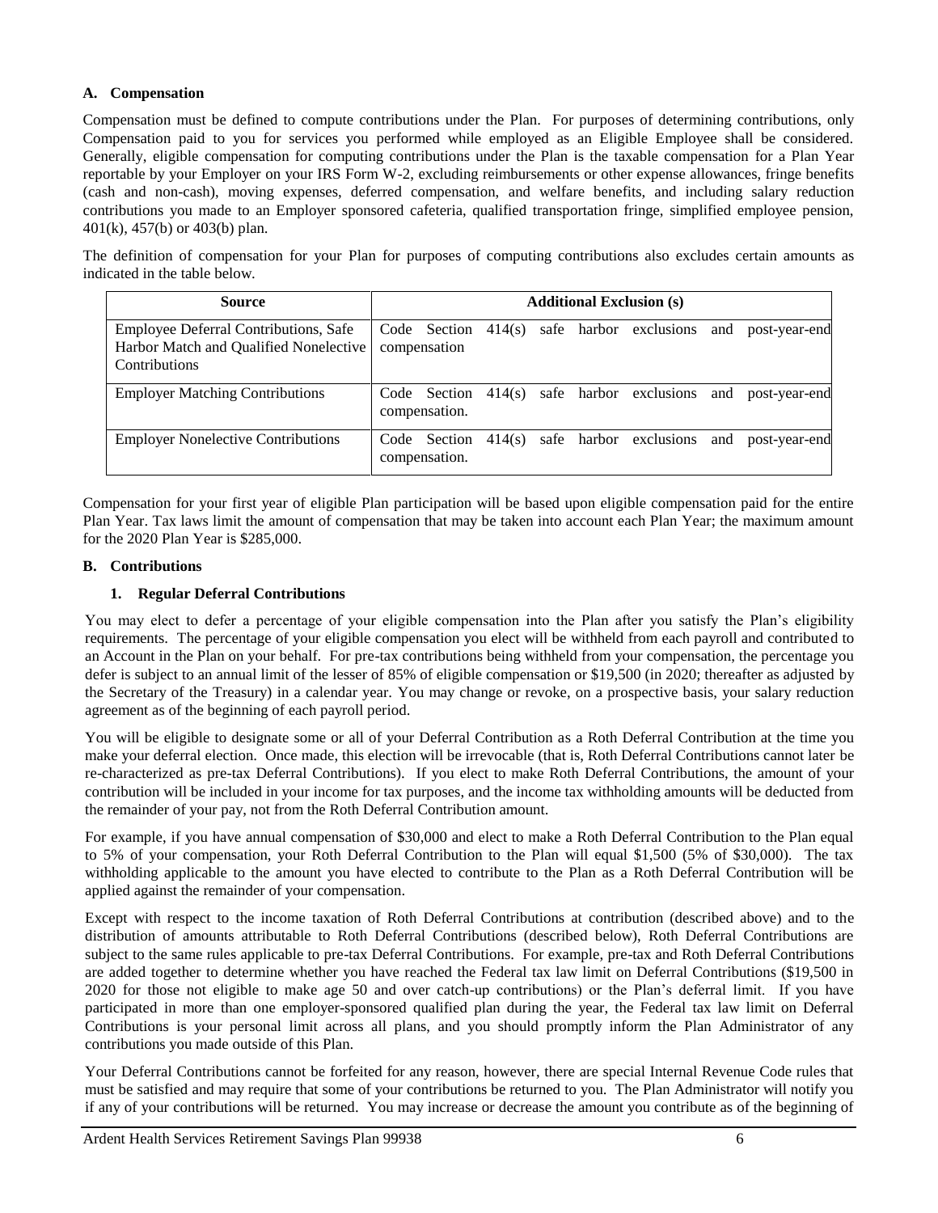### A. Compensation

Compensation must be defined to compute contributions under the Plan. For purposes of determining contributions, only Compensation paid to you for services you performed while employed as an Eligible Employee shall be considered. Generally, eligible compensation for computing contributions under the Plan is the taxable compensation for a Plan Year reportable by your Employer on your IRS Form W-2, excluding reimbursements or other expense allowances, fringe benefits (cash and non-cash), moving expenses, deferred compensation, and welfare benefits, and including salary reduction contributions you made to an Employer sponsored cafeteria, qualified transportation fringe, simplified employee pension, 401(k), 457(b) or 403(b) plan.

The definition of compensation for your Plan for purposes of computing contributions also excludes certain amounts as indicated in the table below.

| Source | Additional Exclusion (s) |
| --- | --- |
| Employee Deferral Contributions, Safe Harbor Match and Qualified Nonelective Contributions | Code Section 414(s) safe harbor exclusions and post-year-end compensation |
| Employer Matching Contributions | Code Section 414(s) safe harbor exclusions and post-year-end compensation. |
| Employer Nonelective Contributions | Code Section 414(s) safe harbor exclusions and post-year-end compensation. |

Compensation for your first year of eligible Plan participation will be based upon eligible compensation paid for the entire Plan Year. Tax laws limit the amount of compensation that may be taken into account each Plan Year; the maximum amount for the 2020 Plan Year is $285,000.

### B. Contributions

#### 1. Regular Deferral Contributions

You may elect to defer a percentage of your eligible compensation into the Plan after you satisfy the Plan's eligibility requirements. The percentage of your eligible compensation you elect will be withheld from each payroll and contributed to an Account in the Plan on your behalf. For pre-tax contributions being withheld from your compensation, the percentage you defer is subject to an annual limit of the lesser of 85% of eligible compensation or $19,500 (in 2020; thereafter as adjusted by the Secretary of the Treasury) in a calendar year. You may change or revoke, on a prospective basis, your salary reduction agreement as of the beginning of each payroll period.

You will be eligible to designate some or all of your Deferral Contribution as a Roth Deferral Contribution at the time you make your deferral election. Once made, this election will be irrevocable (that is, Roth Deferral Contributions cannot later be re-characterized as pre-tax Deferral Contributions). If you elect to make Roth Deferral Contributions, the amount of your contribution will be included in your income for tax purposes, and the income tax withholding amounts will be deducted from the remainder of your pay, not from the Roth Deferral Contribution amount.

For example, if you have annual compensation of $30,000 and elect to make a Roth Deferral Contribution to the Plan equal to 5% of your compensation, your Roth Deferral Contribution to the Plan will equal $1,500 (5% of $30,000). The tax withholding applicable to the amount you have elected to contribute to the Plan as a Roth Deferral Contribution will be applied against the remainder of your compensation.

Except with respect to the income taxation of Roth Deferral Contributions at contribution (described above) and to the distribution of amounts attributable to Roth Deferral Contributions (described below), Roth Deferral Contributions are subject to the same rules applicable to pre-tax Deferral Contributions. For example, pre-tax and Roth Deferral Contributions are added together to determine whether you have reached the Federal tax law limit on Deferral Contributions ($19,500 in 2020 for those not eligible to make age 50 and over catch-up contributions) or the Plan's deferral limit. If you have participated in more than one employer-sponsored qualified plan during the year, the Federal tax law limit on Deferral Contributions is your personal limit across all plans, and you should promptly inform the Plan Administrator of any contributions you made outside of this Plan.

Your Deferral Contributions cannot be forfeited for any reason, however, there are special Internal Revenue Code rules that must be satisfied and may require that some of your contributions be returned to you. The Plan Administrator will notify you if any of your contributions will be returned. You may increase or decrease the amount you contribute as of the beginning of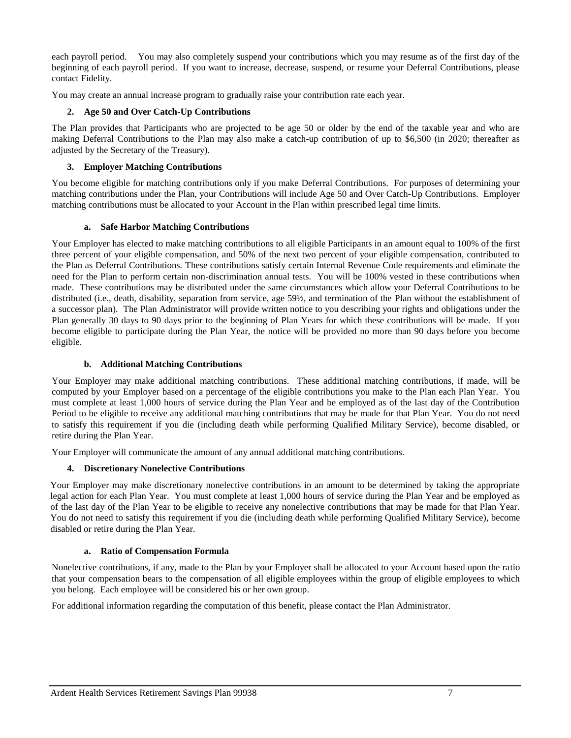each payroll period. You may also completely suspend your contributions which you may resume as of the first day of the beginning of each payroll period. If you want to increase, decrease, suspend, or resume your Deferral Contributions, please contact Fidelity.

You may create an annual increase program to gradually raise your contribution rate each year.

### 2. Age 50 and Over Catch-Up Contributions

The Plan provides that Participants who are projected to be age 50 or older by the end of the taxable year and who are making Deferral Contributions to the Plan may also make a catch-up contribution of up to $6,500 (in 2020; thereafter as adjusted by the Secretary of the Treasury).

### 3. Employer Matching Contributions

You become eligible for matching contributions only if you make Deferral Contributions. For purposes of determining your matching contributions under the Plan, your Contributions will include Age 50 and Over Catch-Up Contributions. Employer matching contributions must be allocated to your Account in the Plan within prescribed legal time limits.

#### a. Safe Harbor Matching Contributions

Your Employer has elected to make matching contributions to all eligible Participants in an amount equal to 100% of the first three percent of your eligible compensation, and 50% of the next two percent of your eligible compensation, contributed to the Plan as Deferral Contributions. These contributions satisfy certain Internal Revenue Code requirements and eliminate the need for the Plan to perform certain non-discrimination annual tests. You will be 100% vested in these contributions when made. These contributions may be distributed under the same circumstances which allow your Deferral Contributions to be distributed (i.e., death, disability, separation from service, age 59½, and termination of the Plan without the establishment of a successor plan). The Plan Administrator will provide written notice to you describing your rights and obligations under the Plan generally 30 days to 90 days prior to the beginning of Plan Years for which these contributions will be made. If you become eligible to participate during the Plan Year, the notice will be provided no more than 90 days before you become eligible.

#### b. Additional Matching Contributions

Your Employer may make additional matching contributions. These additional matching contributions, if made, will be computed by your Employer based on a percentage of the eligible contributions you make to the Plan each Plan Year. You must complete at least 1,000 hours of service during the Plan Year and be employed as of the last day of the Contribution Period to be eligible to receive any additional matching contributions that may be made for that Plan Year. You do not need to satisfy this requirement if you die (including death while performing Qualified Military Service), become disabled, or retire during the Plan Year.

Your Employer will communicate the amount of any annual additional matching contributions.

### 4. Discretionary Nonelective Contributions

Your Employer may make discretionary nonelective contributions in an amount to be determined by taking the appropriate legal action for each Plan Year. You must complete at least 1,000 hours of service during the Plan Year and be employed as of the last day of the Plan Year to be eligible to receive any nonelective contributions that may be made for that Plan Year. You do not need to satisfy this requirement if you die (including death while performing Qualified Military Service), become disabled or retire during the Plan Year.

#### a. Ratio of Compensation Formula

Nonelective contributions, if any, made to the Plan by your Employer shall be allocated to your Account based upon the ratio that your compensation bears to the compensation of all eligible employees within the group of eligible employees to which you belong. Each employee will be considered his or her own group.

For additional information regarding the computation of this benefit, please contact the Plan Administrator.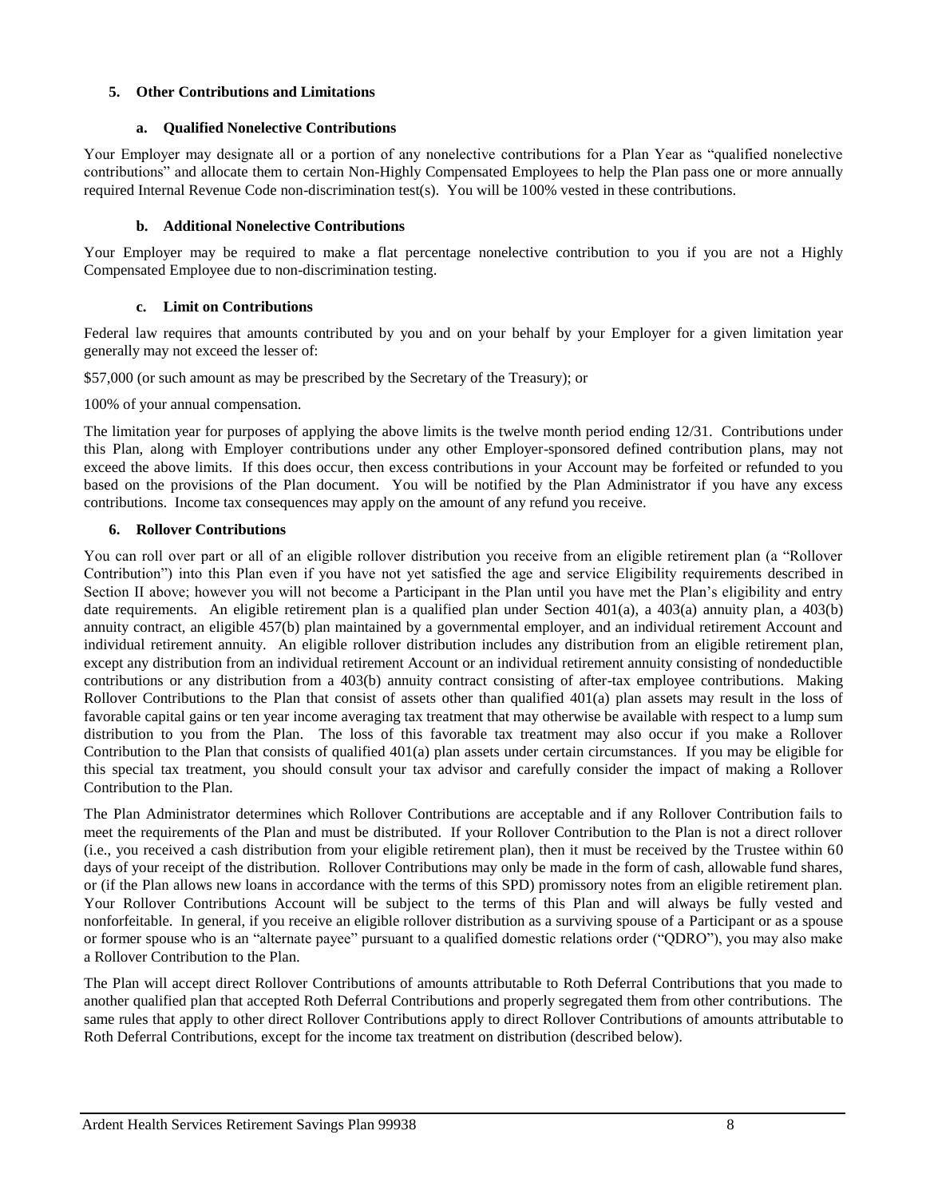### 5. Other Contributions and Limitations

#### a. Qualified Nonelective Contributions

Your Employer may designate all or a portion of any nonelective contributions for a Plan Year as "qualified nonelective contributions" and allocate them to certain Non-Highly Compensated Employees to help the Plan pass one or more annually required Internal Revenue Code non-discrimination test(s). You will be 100% vested in these contributions.

#### b. Additional Nonelective Contributions

Your Employer may be required to make a flat percentage nonelective contribution to you if you are not a Highly Compensated Employee due to non-discrimination testing.

#### c. Limit on Contributions

Federal law requires that amounts contributed by you and on your behalf by your Employer for a given limitation year generally may not exceed the lesser of:

$57,000 (or such amount as may be prescribed by the Secretary of the Treasury); or

100% of your annual compensation.

The limitation year for purposes of applying the above limits is the twelve month period ending 12/31. Contributions under this Plan, along with Employer contributions under any other Employer-sponsored defined contribution plans, may not exceed the above limits. If this does occur, then excess contributions in your Account may be forfeited or refunded to you based on the provisions of the Plan document. You will be notified by the Plan Administrator if you have any excess contributions. Income tax consequences may apply on the amount of any refund you receive.

### 6. Rollover Contributions

You can roll over part or all of an eligible rollover distribution you receive from an eligible retirement plan (a "Rollover Contribution") into this Plan even if you have not yet satisfied the age and service Eligibility requirements described in Section II above; however you will not become a Participant in the Plan until you have met the Plan's eligibility and entry date requirements. An eligible retirement plan is a qualified plan under Section 401(a), a 403(a) annuity plan, a 403(b) annuity contract, an eligible 457(b) plan maintained by a governmental employer, and an individual retirement Account and individual retirement annuity. An eligible rollover distribution includes any distribution from an eligible retirement plan, except any distribution from an individual retirement Account or an individual retirement annuity consisting of nondeductible contributions or any distribution from a 403(b) annuity contract consisting of after-tax employee contributions. Making Rollover Contributions to the Plan that consist of assets other than qualified 401(a) plan assets may result in the loss of favorable capital gains or ten year income averaging tax treatment that may otherwise be available with respect to a lump sum distribution to you from the Plan. The loss of this favorable tax treatment may also occur if you make a Rollover Contribution to the Plan that consists of qualified 401(a) plan assets under certain circumstances. If you may be eligible for this special tax treatment, you should consult your tax advisor and carefully consider the impact of making a Rollover Contribution to the Plan.

The Plan Administrator determines which Rollover Contributions are acceptable and if any Rollover Contribution fails to meet the requirements of the Plan and must be distributed. If your Rollover Contribution to the Plan is not a direct rollover (i.e., you received a cash distribution from your eligible retirement plan), then it must be received by the Trustee within 60 days of your receipt of the distribution. Rollover Contributions may only be made in the form of cash, allowable fund shares, or (if the Plan allows new loans in accordance with the terms of this SPD) promissory notes from an eligible retirement plan. Your Rollover Contributions Account will be subject to the terms of this Plan and will always be fully vested and nonforfeitable. In general, if you receive an eligible rollover distribution as a surviving spouse of a Participant or as a spouse or former spouse who is an "alternate payee" pursuant to a qualified domestic relations order ("QDRO"), you may also make a Rollover Contribution to the Plan.

The Plan will accept direct Rollover Contributions of amounts attributable to Roth Deferral Contributions that you made to another qualified plan that accepted Roth Deferral Contributions and properly segregated them from other contributions. The same rules that apply to other direct Rollover Contributions apply to direct Rollover Contributions of amounts attributable to Roth Deferral Contributions, except for the income tax treatment on distribution (described below).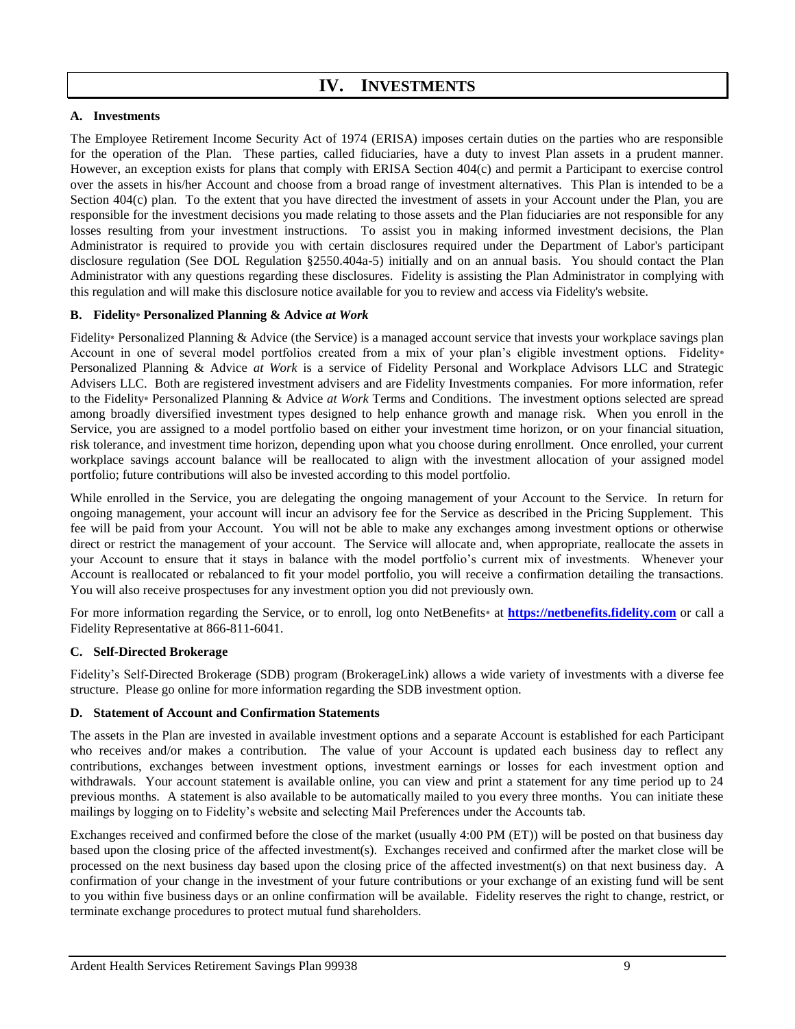# IV. INVESTMENTS

### A. Investments

The Employee Retirement Income Security Act of 1974 (ERISA) imposes certain duties on the parties who are responsible for the operation of the Plan. These parties, called fiduciaries, have a duty to invest Plan assets in a prudent manner. However, an exception exists for plans that comply with ERISA Section 404(c) and permit a Participant to exercise control over the assets in his/her Account and choose from a broad range of investment alternatives. This Plan is intended to be a Section 404(c) plan. To the extent that you have directed the investment of assets in your Account under the Plan, you are responsible for the investment decisions you made relating to those assets and the Plan fiduciaries are not responsible for any losses resulting from your investment instructions. To assist you in making informed investment decisions, the Plan Administrator is required to provide you with certain disclosures required under the Department of Labor's participant disclosure regulation (See DOL Regulation §2550.404a-5) initially and on an annual basis. You should contact the Plan Administrator with any questions regarding these disclosures. Fidelity is assisting the Plan Administrator in complying with this regulation and will make this disclosure notice available for you to review and access via Fidelity's website.

### B. Fidelity® Personalized Planning & Advice *at Work*

Fidelity® Personalized Planning & Advice (the Service) is a managed account service that invests your workplace savings plan Account in one of several model portfolios created from a mix of your plan's eligible investment options. Fidelity® Personalized Planning & Advice *at Work* is a service of Fidelity Personal and Workplace Advisors LLC and Strategic Advisers LLC. Both are registered investment advisers and are Fidelity Investments companies. For more information, refer to the Fidelity® Personalized Planning & Advice *at Work* Terms and Conditions. The investment options selected are spread among broadly diversified investment types designed to help enhance growth and manage risk. When you enroll in the Service, you are assigned to a model portfolio based on either your investment time horizon, or on your financial situation, risk tolerance, and investment time horizon, depending upon what you choose during enrollment. Once enrolled, your current workplace savings account balance will be reallocated to align with the investment allocation of your assigned model portfolio; future contributions will also be invested according to this model portfolio.

While enrolled in the Service, you are delegating the ongoing management of your Account to the Service. In return for ongoing management, your account will incur an advisory fee for the Service as described in the Pricing Supplement. This fee will be paid from your Account. You will not be able to make any exchanges among investment options or otherwise direct or restrict the management of your account. The Service will allocate and, when appropriate, reallocate the assets in your Account to ensure that it stays in balance with the model portfolio's current mix of investments. Whenever your Account is reallocated or rebalanced to fit your model portfolio, you will receive a confirmation detailing the transactions. You will also receive prospectuses for any investment option you did not previously own.

For more information regarding the Service, or to enroll, log onto NetBenefits® at **https://netbenefits.fidelity.com** or call a Fidelity Representative at 866-811-6041.

### C. Self-Directed Brokerage

Fidelity's Self-Directed Brokerage (SDB) program (BrokerageLink) allows a wide variety of investments with a diverse fee structure. Please go online for more information regarding the SDB investment option.

### D. Statement of Account and Confirmation Statements

The assets in the Plan are invested in available investment options and a separate Account is established for each Participant who receives and/or makes a contribution. The value of your Account is updated each business day to reflect any contributions, exchanges between investment options, investment earnings or losses for each investment option and withdrawals. Your account statement is available online, you can view and print a statement for any time period up to 24 previous months. A statement is also available to be automatically mailed to you every three months. You can initiate these mailings by logging on to Fidelity's website and selecting Mail Preferences under the Accounts tab.

Exchanges received and confirmed before the close of the market (usually 4:00 PM (ET)) will be posted on that business day based upon the closing price of the affected investment(s). Exchanges received and confirmed after the market close will be processed on the next business day based upon the closing price of the affected investment(s) on that next business day. A confirmation of your change in the investment of your future contributions or your exchange of an existing fund will be sent to you within five business days or an online confirmation will be available. Fidelity reserves the right to change, restrict, or terminate exchange procedures to protect mutual fund shareholders.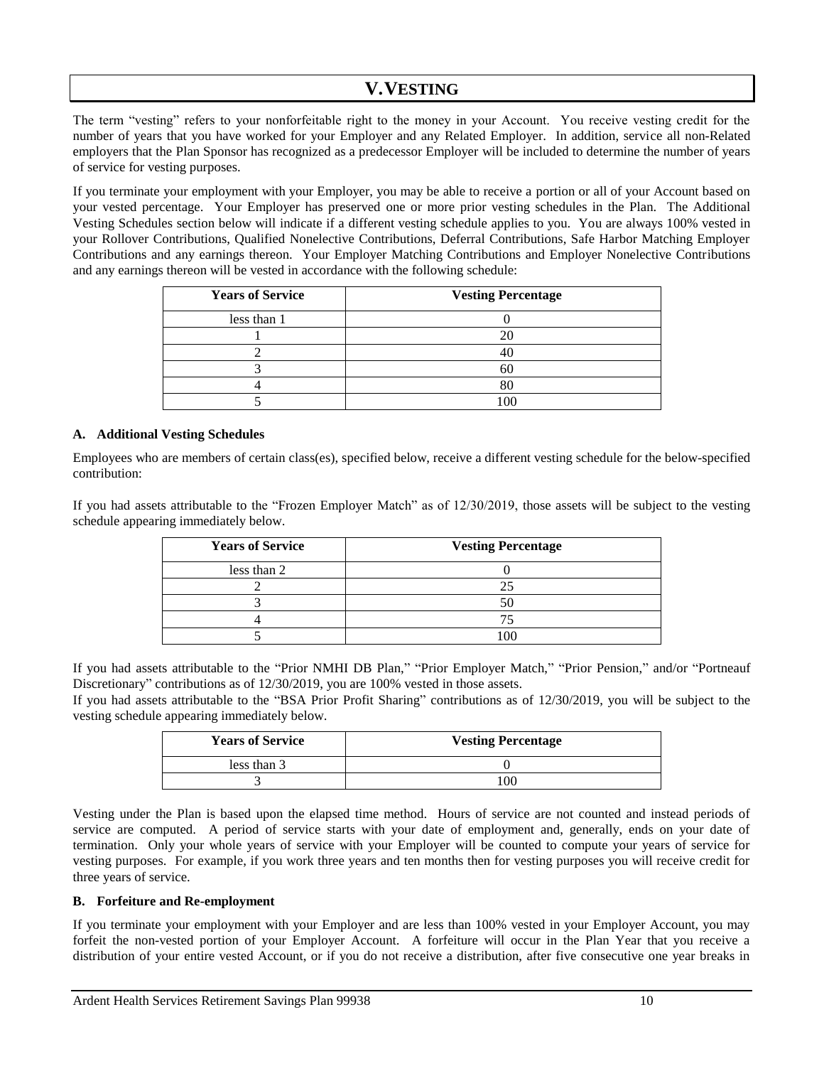# V. VESTING

The term "vesting" refers to your nonforfeitable right to the money in your Account. You receive vesting credit for the number of years that you have worked for your Employer and any Related Employer. In addition, service all non-Related employers that the Plan Sponsor has recognized as a predecessor Employer will be included to determine the number of years of service for vesting purposes.

If you terminate your employment with your Employer, you may be able to receive a portion or all of your Account based on your vested percentage. Your Employer has preserved one or more prior vesting schedules in the Plan. The Additional Vesting Schedules section below will indicate if a different vesting schedule applies to you. You are always 100% vested in your Rollover Contributions, Qualified Nonelective Contributions, Deferral Contributions, Safe Harbor Matching Employer Contributions and any earnings thereon. Your Employer Matching Contributions and Employer Nonelective Contributions and any earnings thereon will be vested in accordance with the following schedule:

| Years of Service | Vesting Percentage |
|---|---|
| less than 1 | 0 |
| 1 | 20 |
| 2 | 40 |
| 3 | 60 |
| 4 | 80 |
| 5 | 100 |

### A. Additional Vesting Schedules

Employees who are members of certain class(es), specified below, receive a different vesting schedule for the below-specified contribution:

If you had assets attributable to the "Frozen Employer Match" as of 12/30/2019, those assets will be subject to the vesting schedule appearing immediately below.

| Years of Service | Vesting Percentage |
|---|---|
| less than 2 | 0 |
| 2 | 25 |
| 3 | 50 |
| 4 | 75 |
| 5 | 100 |

If you had assets attributable to the "Prior NMHI DB Plan," "Prior Employer Match," "Prior Pension," and/or "Portneauf Discretionary" contributions as of 12/30/2019, you are 100% vested in those assets.

If you had assets attributable to the "BSA Prior Profit Sharing" contributions as of 12/30/2019, you will be subject to the vesting schedule appearing immediately below.

| Years of Service | Vesting Percentage |
|---|---|
| less than 3 | 0 |
| 3 | 100 |

Vesting under the Plan is based upon the elapsed time method. Hours of service are not counted and instead periods of service are computed. A period of service starts with your date of employment and, generally, ends on your date of termination. Only your whole years of service with your Employer will be counted to compute your years of service for vesting purposes. For example, if you work three years and ten months then for vesting purposes you will receive credit for three years of service.

### B. Forfeiture and Re-employment

If you terminate your employment with your Employer and are less than 100% vested in your Employer Account, you may forfeit the non-vested portion of your Employer Account. A forfeiture will occur in the Plan Year that you receive a distribution of your entire vested Account, or if you do not receive a distribution, after five consecutive one year breaks in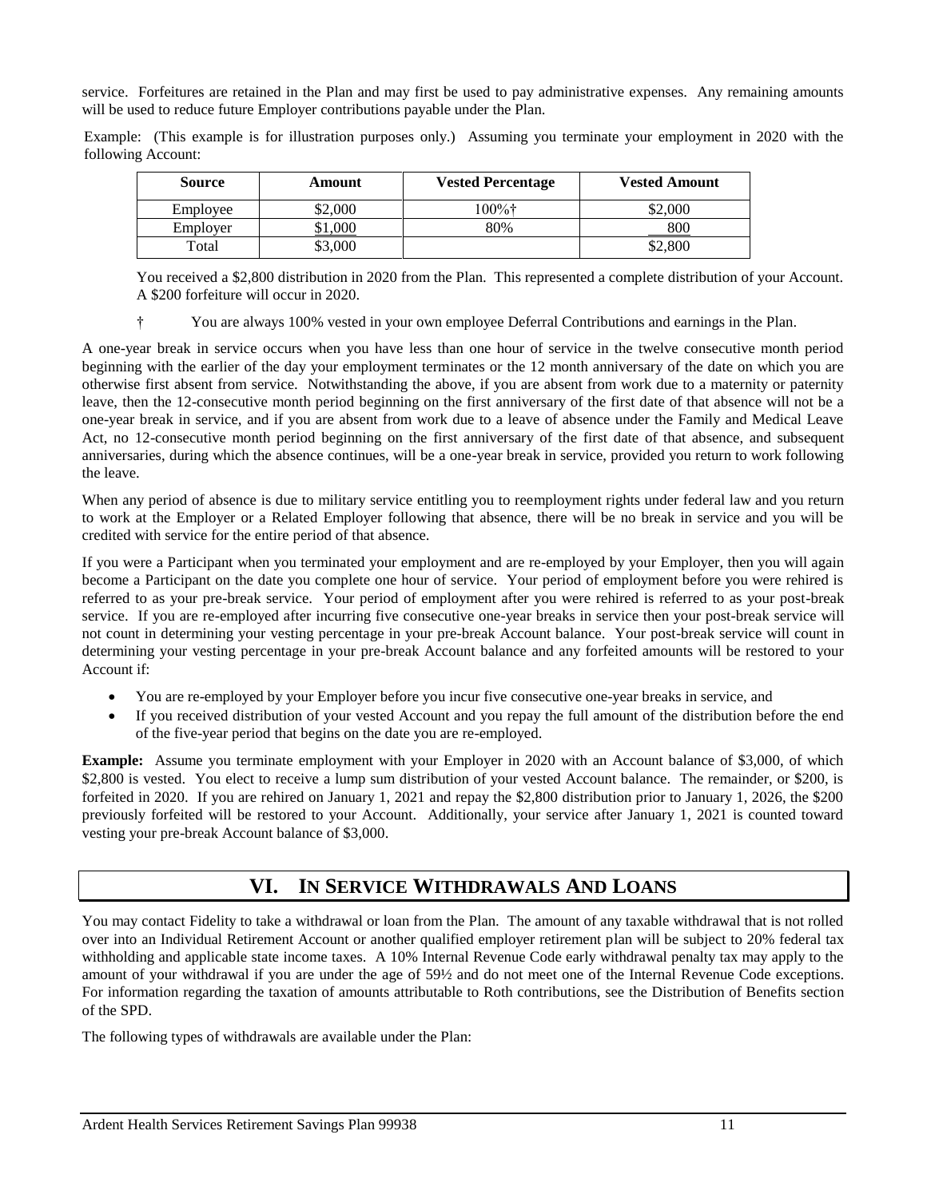service. Forfeitures are retained in the Plan and may first be used to pay administrative expenses. Any remaining amounts will be used to reduce future Employer contributions payable under the Plan.

Example: (This example is for illustration purposes only.) Assuming you terminate your employment in 2020 with the following Account:

| Source | Amount | Vested Percentage | Vested Amount |
|---|---|---|---|
| Employee | $2,000 | 100%† | $2,000 |
| Employer | $1,000 | 80% | 800 |
| Total | $3,000 | | $2,800 |

You received a $2,800 distribution in 2020 from the Plan. This represented a complete distribution of your Account. A $200 forfeiture will occur in 2020.

† You are always 100% vested in your own employee Deferral Contributions and earnings in the Plan.

A one-year break in service occurs when you have less than one hour of service in the twelve consecutive month period beginning with the earlier of the day your employment terminates or the 12 month anniversary of the date on which you are otherwise first absent from service. Notwithstanding the above, if you are absent from work due to a maternity or paternity leave, then the 12-consecutive month period beginning on the first anniversary of the first date of that absence will not be a one-year break in service, and if you are absent from work due to a leave of absence under the Family and Medical Leave Act, no 12-consecutive month period beginning on the first anniversary of the first date of that absence, and subsequent anniversaries, during which the absence continues, will be a one-year break in service, provided you return to work following the leave.

When any period of absence is due to military service entitling you to reemployment rights under federal law and you return to work at the Employer or a Related Employer following that absence, there will be no break in service and you will be credited with service for the entire period of that absence.

If you were a Participant when you terminated your employment and are re-employed by your Employer, then you will again become a Participant on the date you complete one hour of service. Your period of employment before you were rehired is referred to as your pre-break service. Your period of employment after you were rehired is referred to as your post-break service. If you are re-employed after incurring five consecutive one-year breaks in service then your post-break service will not count in determining your vesting percentage in your pre-break Account balance. Your post-break service will count in determining your vesting percentage in your pre-break Account balance and any forfeited amounts will be restored to your Account if:

- You are re-employed by your Employer before you incur five consecutive one-year breaks in service, and
- If you received distribution of your vested Account and you repay the full amount of the distribution before the end of the five-year period that begins on the date you are re-employed.

**Example:** Assume you terminate employment with your Employer in 2020 with an Account balance of $3,000, of which $2,800 is vested. You elect to receive a lump sum distribution of your vested Account balance. The remainder, or $200, is forfeited in 2020. If you are rehired on January 1, 2021 and repay the $2,800 distribution prior to January 1, 2026, the $200 previously forfeited will be restored to your Account. Additionally, your service after January 1, 2021 is counted toward vesting your pre-break Account balance of $3,000.

# VI. IN SERVICE WITHDRAWALS AND LOANS

You may contact Fidelity to take a withdrawal or loan from the Plan. The amount of any taxable withdrawal that is not rolled over into an Individual Retirement Account or another qualified employer retirement plan will be subject to 20% federal tax withholding and applicable state income taxes. A 10% Internal Revenue Code early withdrawal penalty tax may apply to the amount of your withdrawal if you are under the age of 59½ and do not meet one of the Internal Revenue Code exceptions. For information regarding the taxation of amounts attributable to Roth contributions, see the Distribution of Benefits section of the SPD.

The following types of withdrawals are available under the Plan: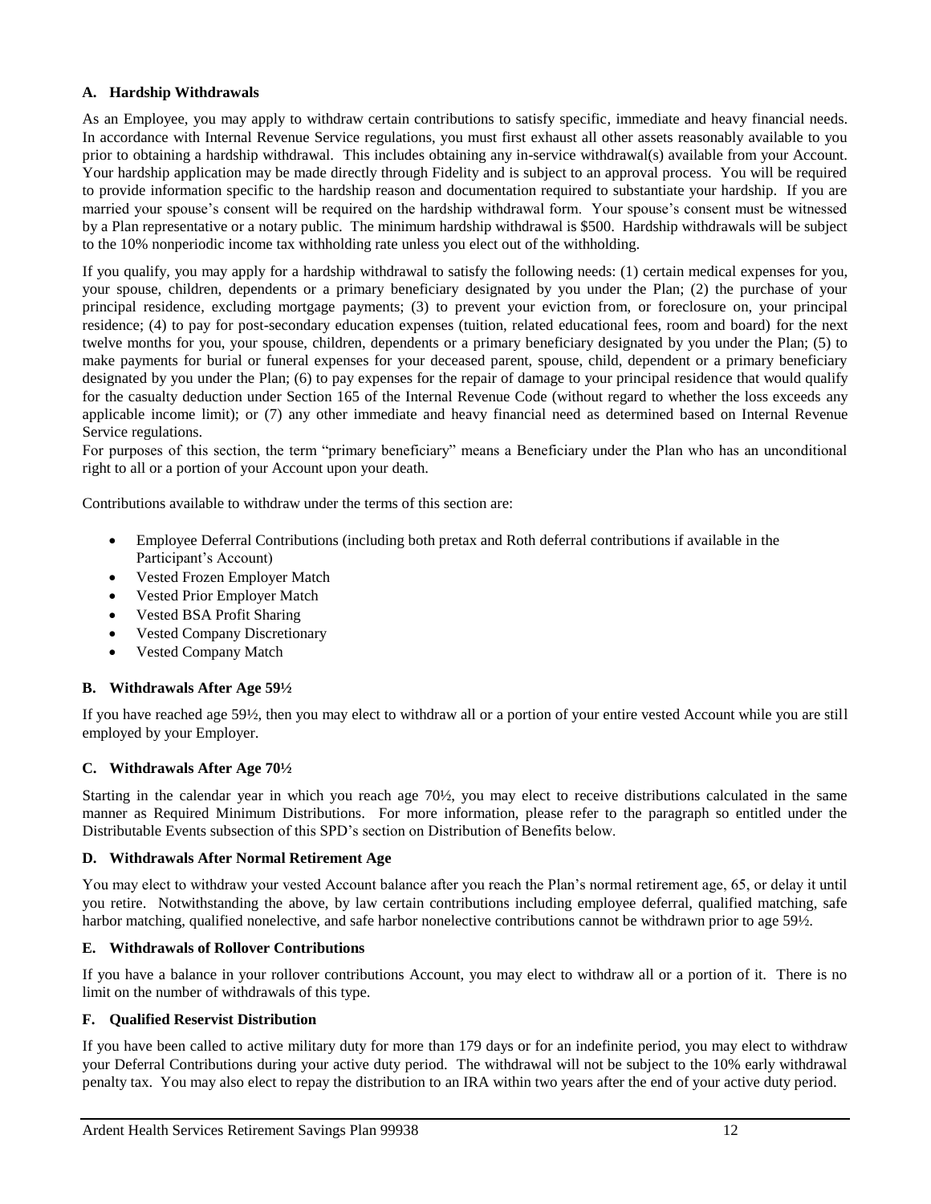### A. Hardship Withdrawals

As an Employee, you may apply to withdraw certain contributions to satisfy specific, immediate and heavy financial needs. In accordance with Internal Revenue Service regulations, you must first exhaust all other assets reasonably available to you prior to obtaining a hardship withdrawal. This includes obtaining any in-service withdrawal(s) available from your Account. Your hardship application may be made directly through Fidelity and is subject to an approval process. You will be required to provide information specific to the hardship reason and documentation required to substantiate your hardship. If you are married your spouse's consent will be required on the hardship withdrawal form. Your spouse's consent must be witnessed by a Plan representative or a notary public. The minimum hardship withdrawal is $500. Hardship withdrawals will be subject to the 10% nonperiodic income tax withholding rate unless you elect out of the withholding.

If you qualify, you may apply for a hardship withdrawal to satisfy the following needs: (1) certain medical expenses for you, your spouse, children, dependents or a primary beneficiary designated by you under the Plan; (2) the purchase of your principal residence, excluding mortgage payments; (3) to prevent your eviction from, or foreclosure on, your principal residence; (4) to pay for post-secondary education expenses (tuition, related educational fees, room and board) for the next twelve months for you, your spouse, children, dependents or a primary beneficiary designated by you under the Plan; (5) to make payments for burial or funeral expenses for your deceased parent, spouse, child, dependent or a primary beneficiary designated by you under the Plan; (6) to pay expenses for the repair of damage to your principal residence that would qualify for the casualty deduction under Section 165 of the Internal Revenue Code (without regard to whether the loss exceeds any applicable income limit); or (7) any other immediate and heavy financial need as determined based on Internal Revenue Service regulations.

For purposes of this section, the term "primary beneficiary" means a Beneficiary under the Plan who has an unconditional right to all or a portion of your Account upon your death.

Contributions available to withdraw under the terms of this section are:

- Employee Deferral Contributions (including both pretax and Roth deferral contributions if available in the Participant's Account)
- Vested Frozen Employer Match
- Vested Prior Employer Match
- Vested BSA Profit Sharing
- Vested Company Discretionary
- Vested Company Match

### B. Withdrawals After Age 59½

If you have reached age 59½, then you may elect to withdraw all or a portion of your entire vested Account while you are still employed by your Employer.

### C. Withdrawals After Age 70½

Starting in the calendar year in which you reach age 70½, you may elect to receive distributions calculated in the same manner as Required Minimum Distributions. For more information, please refer to the paragraph so entitled under the Distributable Events subsection of this SPD's section on Distribution of Benefits below.

### D. Withdrawals After Normal Retirement Age

You may elect to withdraw your vested Account balance after you reach the Plan's normal retirement age, 65, or delay it until you retire. Notwithstanding the above, by law certain contributions including employee deferral, qualified matching, safe harbor matching, qualified nonelective, and safe harbor nonelective contributions cannot be withdrawn prior to age 59½.

### E. Withdrawals of Rollover Contributions

If you have a balance in your rollover contributions Account, you may elect to withdraw all or a portion of it. There is no limit on the number of withdrawals of this type.

### F. Qualified Reservist Distribution

If you have been called to active military duty for more than 179 days or for an indefinite period, you may elect to withdraw your Deferral Contributions during your active duty period. The withdrawal will not be subject to the 10% early withdrawal penalty tax. You may also elect to repay the distribution to an IRA within two years after the end of your active duty period.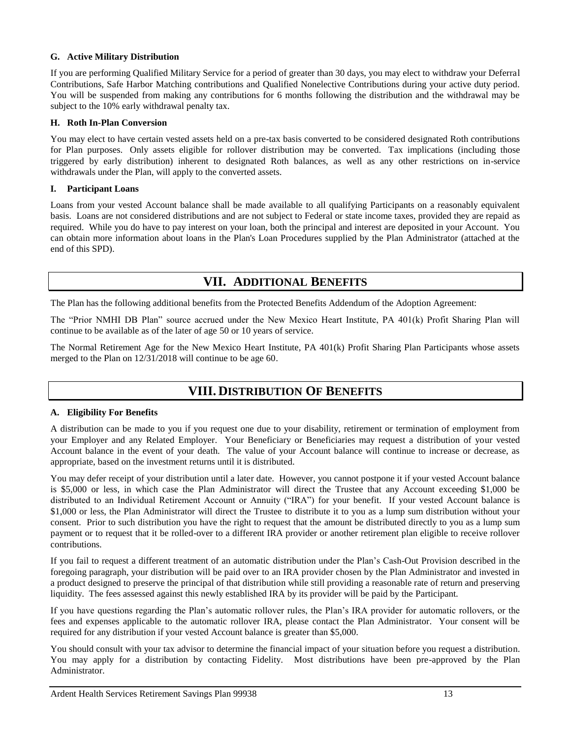### G. Active Military Distribution

If you are performing Qualified Military Service for a period of greater than 30 days, you may elect to withdraw your Deferral Contributions, Safe Harbor Matching contributions and Qualified Nonelective Contributions during your active duty period. You will be suspended from making any contributions for 6 months following the distribution and the withdrawal may be subject to the 10% early withdrawal penalty tax.

### H. Roth In-Plan Conversion

You may elect to have certain vested assets held on a pre-tax basis converted to be considered designated Roth contributions for Plan purposes. Only assets eligible for rollover distribution may be converted. Tax implications (including those triggered by early distribution) inherent to designated Roth balances, as well as any other restrictions on in-service withdrawals under the Plan, will apply to the converted assets.

### I. Participant Loans

Loans from your vested Account balance shall be made available to all qualifying Participants on a reasonably equivalent basis. Loans are not considered distributions and are not subject to Federal or state income taxes, provided they are repaid as required. While you do have to pay interest on your loan, both the principal and interest are deposited in your Account. You can obtain more information about loans in the Plan's Loan Procedures supplied by the Plan Administrator (attached at the end of this SPD).

## VII. ADDITIONAL BENEFITS

The Plan has the following additional benefits from the Protected Benefits Addendum of the Adoption Agreement:

The "Prior NMHI DB Plan" source accrued under the New Mexico Heart Institute, PA 401(k) Profit Sharing Plan will continue to be available as of the later of age 50 or 10 years of service.

The Normal Retirement Age for the New Mexico Heart Institute, PA 401(k) Profit Sharing Plan Participants whose assets merged to the Plan on 12/31/2018 will continue to be age 60.

## VIII. DISTRIBUTION OF BENEFITS

### A. Eligibility For Benefits

A distribution can be made to you if you request one due to your disability, retirement or termination of employment from your Employer and any Related Employer. Your Beneficiary or Beneficiaries may request a distribution of your vested Account balance in the event of your death. The value of your Account balance will continue to increase or decrease, as appropriate, based on the investment returns until it is distributed.

You may defer receipt of your distribution until a later date. However, you cannot postpone it if your vested Account balance is $5,000 or less, in which case the Plan Administrator will direct the Trustee that any Account exceeding $1,000 be distributed to an Individual Retirement Account or Annuity ("IRA") for your benefit. If your vested Account balance is $1,000 or less, the Plan Administrator will direct the Trustee to distribute it to you as a lump sum distribution without your consent. Prior to such distribution you have the right to request that the amount be distributed directly to you as a lump sum payment or to request that it be rolled-over to a different IRA provider or another retirement plan eligible to receive rollover contributions.

If you fail to request a different treatment of an automatic distribution under the Plan's Cash-Out Provision described in the foregoing paragraph, your distribution will be paid over to an IRA provider chosen by the Plan Administrator and invested in a product designed to preserve the principal of that distribution while still providing a reasonable rate of return and preserving liquidity. The fees assessed against this newly established IRA by its provider will be paid by the Participant.

If you have questions regarding the Plan's automatic rollover rules, the Plan's IRA provider for automatic rollovers, or the fees and expenses applicable to the automatic rollover IRA, please contact the Plan Administrator. Your consent will be required for any distribution if your vested Account balance is greater than $5,000.

You should consult with your tax advisor to determine the financial impact of your situation before you request a distribution. You may apply for a distribution by contacting Fidelity. Most distributions have been pre-approved by the Plan Administrator.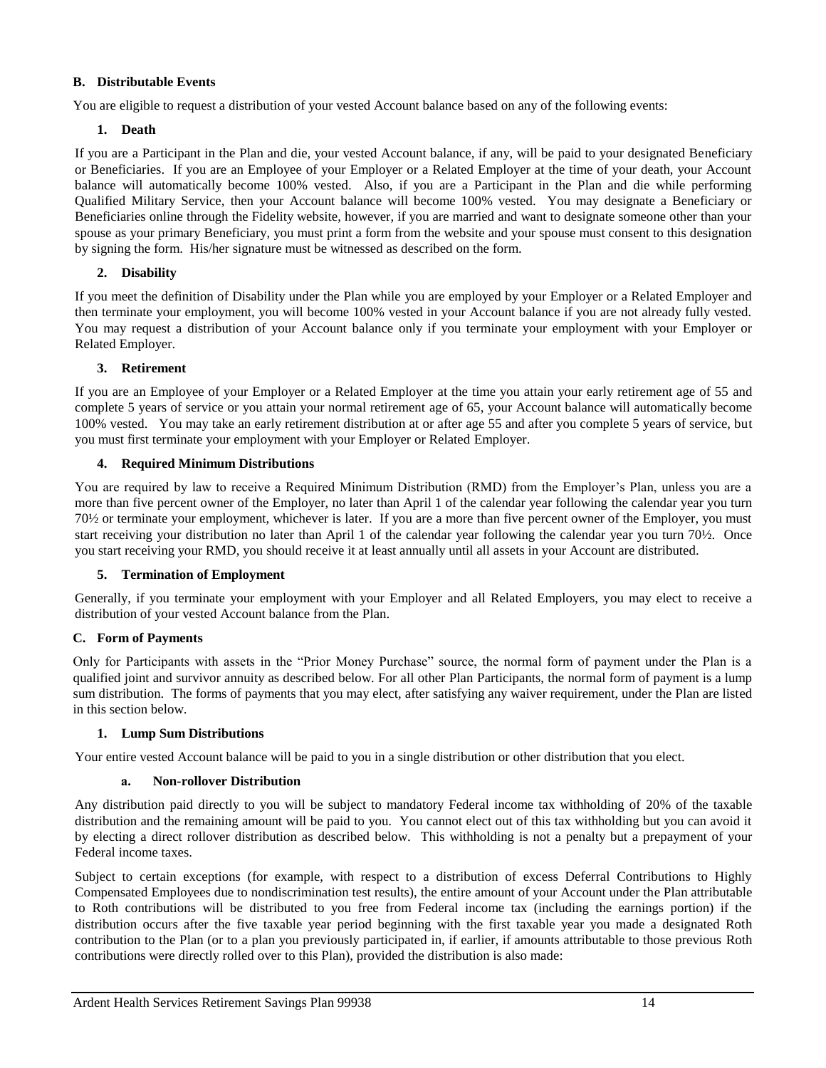### B. Distributable Events

You are eligible to request a distribution of your vested Account balance based on any of the following events:

#### 1. Death

If you are a Participant in the Plan and die, your vested Account balance, if any, will be paid to your designated Beneficiary or Beneficiaries. If you are an Employee of your Employer or a Related Employer at the time of your death, your Account balance will automatically become 100% vested. Also, if you are a Participant in the Plan and die while performing Qualified Military Service, then your Account balance will become 100% vested. You may designate a Beneficiary or Beneficiaries online through the Fidelity website, however, if you are married and want to designate someone other than your spouse as your primary Beneficiary, you must print a form from the website and your spouse must consent to this designation by signing the form. His/her signature must be witnessed as described on the form.

#### 2. Disability

If you meet the definition of Disability under the Plan while you are employed by your Employer or a Related Employer and then terminate your employment, you will become 100% vested in your Account balance if you are not already fully vested. You may request a distribution of your Account balance only if you terminate your employment with your Employer or Related Employer.

#### 3. Retirement

If you are an Employee of your Employer or a Related Employer at the time you attain your early retirement age of 55 and complete 5 years of service or you attain your normal retirement age of 65, your Account balance will automatically become 100% vested. You may take an early retirement distribution at or after age 55 and after you complete 5 years of service, but you must first terminate your employment with your Employer or Related Employer.

#### 4. Required Minimum Distributions

You are required by law to receive a Required Minimum Distribution (RMD) from the Employer's Plan, unless you are a more than five percent owner of the Employer, no later than April 1 of the calendar year following the calendar year you turn 70½ or terminate your employment, whichever is later. If you are a more than five percent owner of the Employer, you must start receiving your distribution no later than April 1 of the calendar year following the calendar year you turn 70½. Once you start receiving your RMD, you should receive it at least annually until all assets in your Account are distributed.

#### 5. Termination of Employment

Generally, if you terminate your employment with your Employer and all Related Employers, you may elect to receive a distribution of your vested Account balance from the Plan.

### C. Form of Payments

Only for Participants with assets in the "Prior Money Purchase" source, the normal form of payment under the Plan is a qualified joint and survivor annuity as described below. For all other Plan Participants, the normal form of payment is a lump sum distribution. The forms of payments that you may elect, after satisfying any waiver requirement, under the Plan are listed in this section below.

#### 1. Lump Sum Distributions

Your entire vested Account balance will be paid to you in a single distribution or other distribution that you elect.

##### a. Non-rollover Distribution

Any distribution paid directly to you will be subject to mandatory Federal income tax withholding of 20% of the taxable distribution and the remaining amount will be paid to you. You cannot elect out of this tax withholding but you can avoid it by electing a direct rollover distribution as described below. This withholding is not a penalty but a prepayment of your Federal income taxes.

Subject to certain exceptions (for example, with respect to a distribution of excess Deferral Contributions to Highly Compensated Employees due to nondiscrimination test results), the entire amount of your Account under the Plan attributable to Roth contributions will be distributed to you free from Federal income tax (including the earnings portion) if the distribution occurs after the five taxable year period beginning with the first taxable year you made a designated Roth contribution to the Plan (or to a plan you previously participated in, if earlier, if amounts attributable to those previous Roth contributions were directly rolled over to this Plan), provided the distribution is also made: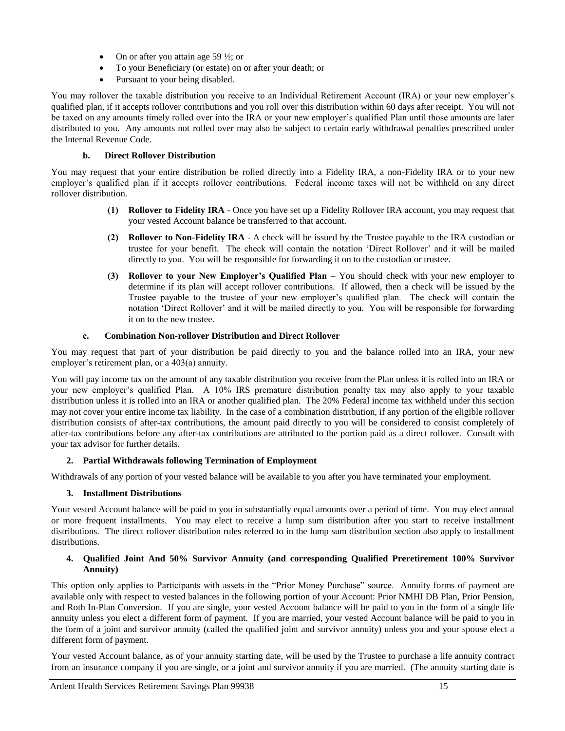- On or after you attain age 59 ½; or
- To your Beneficiary (or estate) on or after your death; or
- Pursuant to your being disabled.

You may rollover the taxable distribution you receive to an Individual Retirement Account (IRA) or your new employer's qualified plan, if it accepts rollover contributions and you roll over this distribution within 60 days after receipt. You will not be taxed on any amounts timely rolled over into the IRA or your new employer's qualified Plan until those amounts are later distributed to you. Any amounts not rolled over may also be subject to certain early withdrawal penalties prescribed under the Internal Revenue Code.

#### b. Direct Rollover Distribution

You may request that your entire distribution be rolled directly into a Fidelity IRA, a non-Fidelity IRA or to your new employer's qualified plan if it accepts rollover contributions. Federal income taxes will not be withheld on any direct rollover distribution.

**(1) Rollover to Fidelity IRA** - Once you have set up a Fidelity Rollover IRA account, you may request that your vested Account balance be transferred to that account.

**(2) Rollover to Non-Fidelity IRA** - A check will be issued by the Trustee payable to the IRA custodian or trustee for your benefit. The check will contain the notation 'Direct Rollover' and it will be mailed directly to you. You will be responsible for forwarding it on to the custodian or trustee.

**(3) Rollover to your New Employer's Qualified Plan** – You should check with your new employer to determine if its plan will accept rollover contributions. If allowed, then a check will be issued by the Trustee payable to the trustee of your new employer's qualified plan. The check will contain the notation 'Direct Rollover' and it will be mailed directly to you. You will be responsible for forwarding it on to the new trustee.

#### c. Combination Non-rollover Distribution and Direct Rollover

You may request that part of your distribution be paid directly to you and the balance rolled into an IRA, your new employer's retirement plan, or a 403(a) annuity.

You will pay income tax on the amount of any taxable distribution you receive from the Plan unless it is rolled into an IRA or your new employer's qualified Plan. A 10% IRS premature distribution penalty tax may also apply to your taxable distribution unless it is rolled into an IRA or another qualified plan. The 20% Federal income tax withheld under this section may not cover your entire income tax liability. In the case of a combination distribution, if any portion of the eligible rollover distribution consists of after-tax contributions, the amount paid directly to you will be considered to consist completely of after-tax contributions before any after-tax contributions are attributed to the portion paid as a direct rollover. Consult with your tax advisor for further details.

### 2. Partial Withdrawals following Termination of Employment

Withdrawals of any portion of your vested balance will be available to you after you have terminated your employment.

### 3. Installment Distributions

Your vested Account balance will be paid to you in substantially equal amounts over a period of time. You may elect annual or more frequent installments. You may elect to receive a lump sum distribution after you start to receive installment distributions. The direct rollover distribution rules referred to in the lump sum distribution section also apply to installment distributions.

### 4. Qualified Joint And 50% Survivor Annuity (and corresponding Qualified Preretirement 100% Survivor Annuity)

This option only applies to Participants with assets in the "Prior Money Purchase" source. Annuity forms of payment are available only with respect to vested balances in the following portion of your Account: Prior NMHI DB Plan, Prior Pension, and Roth In-Plan Conversion. If you are single, your vested Account balance will be paid to you in the form of a single life annuity unless you elect a different form of payment. If you are married, your vested Account balance will be paid to you in the form of a joint and survivor annuity (called the qualified joint and survivor annuity) unless you and your spouse elect a different form of payment.

Your vested Account balance, as of your annuity starting date, will be used by the Trustee to purchase a life annuity contract from an insurance company if you are single, or a joint and survivor annuity if you are married. (The annuity starting date is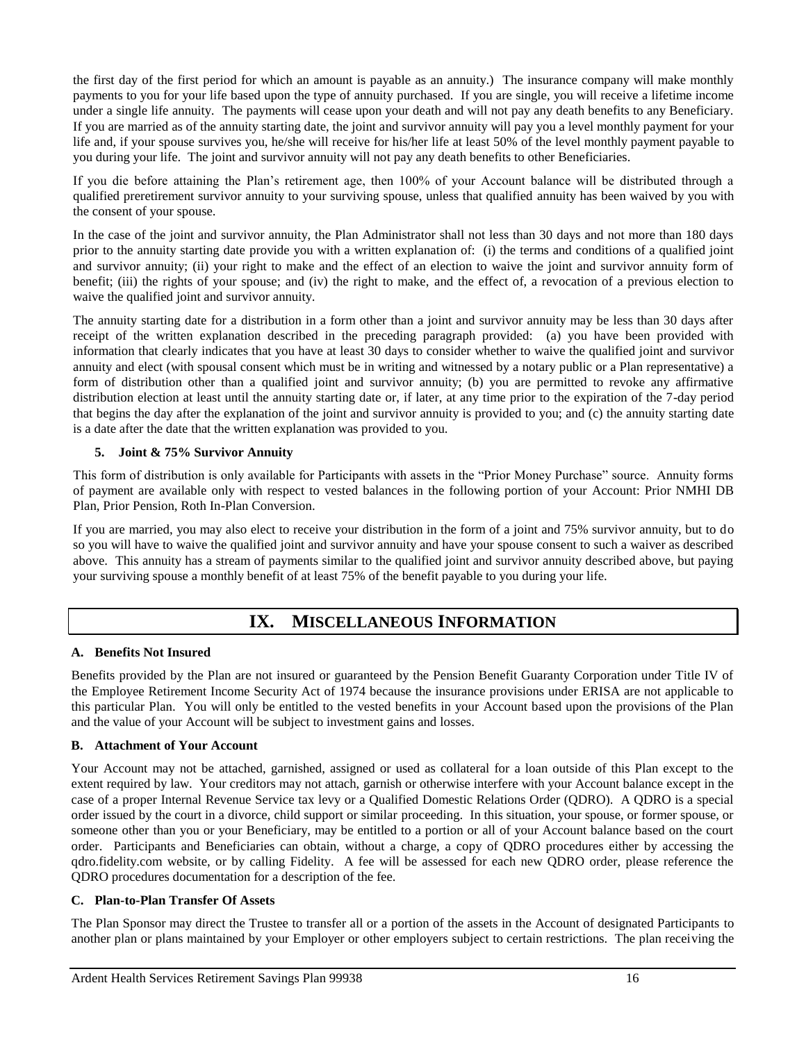the first day of the first period for which an amount is payable as an annuity.) The insurance company will make monthly payments to you for your life based upon the type of annuity purchased. If you are single, you will receive a lifetime income under a single life annuity. The payments will cease upon your death and will not pay any death benefits to any Beneficiary. If you are married as of the annuity starting date, the joint and survivor annuity will pay you a level monthly payment for your life and, if your spouse survives you, he/she will receive for his/her life at least 50% of the level monthly payment payable to you during your life. The joint and survivor annuity will not pay any death benefits to other Beneficiaries.

If you die before attaining the Plan's retirement age, then 100% of your Account balance will be distributed through a qualified preretirement survivor annuity to your surviving spouse, unless that qualified annuity has been waived by you with the consent of your spouse.

In the case of the joint and survivor annuity, the Plan Administrator shall not less than 30 days and not more than 180 days prior to the annuity starting date provide you with a written explanation of: (i) the terms and conditions of a qualified joint and survivor annuity; (ii) your right to make and the effect of an election to waive the joint and survivor annuity form of benefit; (iii) the rights of your spouse; and (iv) the right to make, and the effect of, a revocation of a previous election to waive the qualified joint and survivor annuity.

The annuity starting date for a distribution in a form other than a joint and survivor annuity may be less than 30 days after receipt of the written explanation described in the preceding paragraph provided: (a) you have been provided with information that clearly indicates that you have at least 30 days to consider whether to waive the qualified joint and survivor annuity and elect (with spousal consent which must be in writing and witnessed by a notary public or a Plan representative) a form of distribution other than a qualified joint and survivor annuity; (b) you are permitted to revoke any affirmative distribution election at least until the annuity starting date or, if later, at any time prior to the expiration of the 7-day period that begins the day after the explanation of the joint and survivor annuity is provided to you; and (c) the annuity starting date is a date after the date that the written explanation was provided to you.

**5. Joint & 75% Survivor Annuity**

This form of distribution is only available for Participants with assets in the "Prior Money Purchase" source. Annuity forms of payment are available only with respect to vested balances in the following portion of your Account: Prior NMHI DB Plan, Prior Pension, Roth In-Plan Conversion.

If you are married, you may also elect to receive your distribution in the form of a joint and 75% survivor annuity, but to do so you will have to waive the qualified joint and survivor annuity and have your spouse consent to such a waiver as described above. This annuity has a stream of payments similar to the qualified joint and survivor annuity described above, but paying your surviving spouse a monthly benefit of at least 75% of the benefit payable to you during your life.

# IX. MISCELLANEOUS INFORMATION

### A. Benefits Not Insured

Benefits provided by the Plan are not insured or guaranteed by the Pension Benefit Guaranty Corporation under Title IV of the Employee Retirement Income Security Act of 1974 because the insurance provisions under ERISA are not applicable to this particular Plan. You will only be entitled to the vested benefits in your Account based upon the provisions of the Plan and the value of your Account will be subject to investment gains and losses.

### B. Attachment of Your Account

Your Account may not be attached, garnished, assigned or used as collateral for a loan outside of this Plan except to the extent required by law. Your creditors may not attach, garnish or otherwise interfere with your Account balance except in the case of a proper Internal Revenue Service tax levy or a Qualified Domestic Relations Order (QDRO). A QDRO is a special order issued by the court in a divorce, child support or similar proceeding. In this situation, your spouse, or former spouse, or someone other than you or your Beneficiary, may be entitled to a portion or all of your Account balance based on the court order. Participants and Beneficiaries can obtain, without a charge, a copy of QDRO procedures either by accessing the qdro.fidelity.com website, or by calling Fidelity. A fee will be assessed for each new QDRO order, please reference the QDRO procedures documentation for a description of the fee.

### C. Plan-to-Plan Transfer Of Assets

The Plan Sponsor may direct the Trustee to transfer all or a portion of the assets in the Account of designated Participants to another plan or plans maintained by your Employer or other employers subject to certain restrictions. The plan receiving the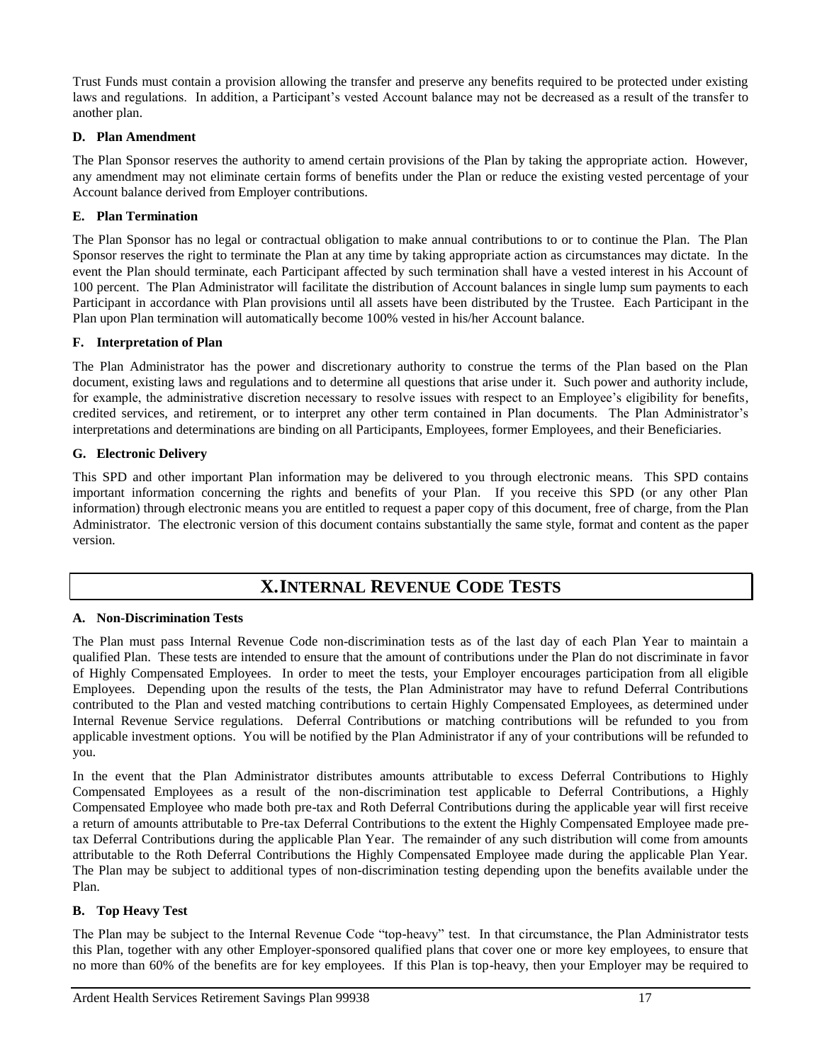Trust Funds must contain a provision allowing the transfer and preserve any benefits required to be protected under existing laws and regulations. In addition, a Participant's vested Account balance may not be decreased as a result of the transfer to another plan.

### D. Plan Amendment

The Plan Sponsor reserves the authority to amend certain provisions of the Plan by taking the appropriate action. However, any amendment may not eliminate certain forms of benefits under the Plan or reduce the existing vested percentage of your Account balance derived from Employer contributions.

### E. Plan Termination

The Plan Sponsor has no legal or contractual obligation to make annual contributions to or to continue the Plan. The Plan Sponsor reserves the right to terminate the Plan at any time by taking appropriate action as circumstances may dictate. In the event the Plan should terminate, each Participant affected by such termination shall have a vested interest in his Account of 100 percent. The Plan Administrator will facilitate the distribution of Account balances in single lump sum payments to each Participant in accordance with Plan provisions until all assets have been distributed by the Trustee. Each Participant in the Plan upon Plan termination will automatically become 100% vested in his/her Account balance.

### F. Interpretation of Plan

The Plan Administrator has the power and discretionary authority to construe the terms of the Plan based on the Plan document, existing laws and regulations and to determine all questions that arise under it. Such power and authority include, for example, the administrative discretion necessary to resolve issues with respect to an Employee's eligibility for benefits, credited services, and retirement, or to interpret any other term contained in Plan documents. The Plan Administrator's interpretations and determinations are binding on all Participants, Employees, former Employees, and their Beneficiaries.

### G. Electronic Delivery

This SPD and other important Plan information may be delivered to you through electronic means. This SPD contains important information concerning the rights and benefits of your Plan. If you receive this SPD (or any other Plan information) through electronic means you are entitled to request a paper copy of this document, free of charge, from the Plan Administrator. The electronic version of this document contains substantially the same style, format and content as the paper version.

## X. INTERNAL REVENUE CODE TESTS

### A. Non-Discrimination Tests

The Plan must pass Internal Revenue Code non-discrimination tests as of the last day of each Plan Year to maintain a qualified Plan. These tests are intended to ensure that the amount of contributions under the Plan do not discriminate in favor of Highly Compensated Employees. In order to meet the tests, your Employer encourages participation from all eligible Employees. Depending upon the results of the tests, the Plan Administrator may have to refund Deferral Contributions contributed to the Plan and vested matching contributions to certain Highly Compensated Employees, as determined under Internal Revenue Service regulations. Deferral Contributions or matching contributions will be refunded to you from applicable investment options. You will be notified by the Plan Administrator if any of your contributions will be refunded to you.

In the event that the Plan Administrator distributes amounts attributable to excess Deferral Contributions to Highly Compensated Employees as a result of the non-discrimination test applicable to Deferral Contributions, a Highly Compensated Employee who made both pre-tax and Roth Deferral Contributions during the applicable year will first receive a return of amounts attributable to Pre-tax Deferral Contributions to the extent the Highly Compensated Employee made pre-tax Deferral Contributions during the applicable Plan Year. The remainder of any such distribution will come from amounts attributable to the Roth Deferral Contributions the Highly Compensated Employee made during the applicable Plan Year. The Plan may be subject to additional types of non-discrimination testing depending upon the benefits available under the Plan.

### B. Top Heavy Test

The Plan may be subject to the Internal Revenue Code "top-heavy" test. In that circumstance, the Plan Administrator tests this Plan, together with any other Employer-sponsored qualified plans that cover one or more key employees, to ensure that no more than 60% of the benefits are for key employees. If this Plan is top-heavy, then your Employer may be required to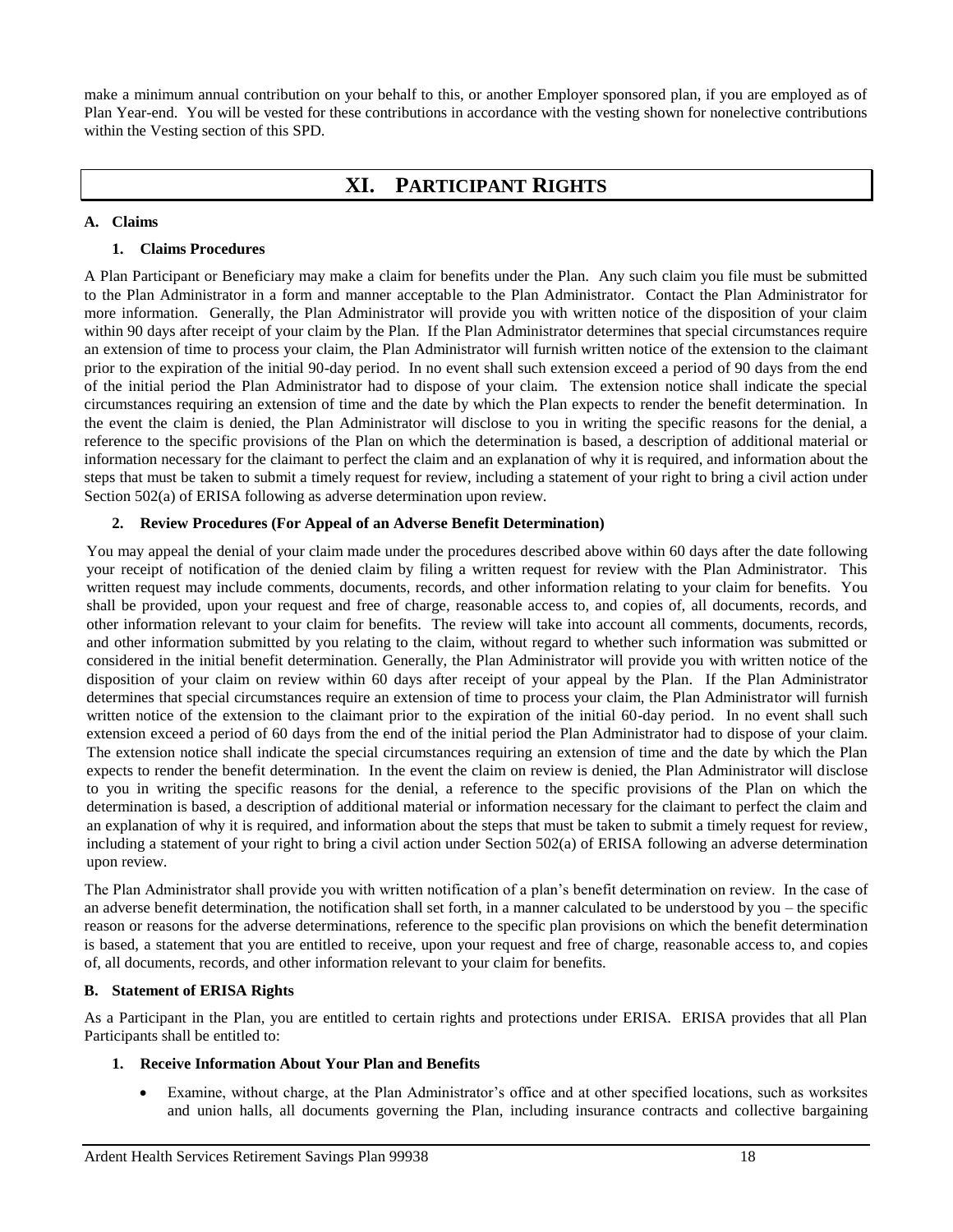make a minimum annual contribution on your behalf to this, or another Employer sponsored plan, if you are employed as of Plan Year-end. You will be vested for these contributions in accordance with the vesting shown for nonelective contributions within the Vesting section of this SPD.

# XI. PARTICIPANT RIGHTS

## A. Claims

### 1. Claims Procedures

A Plan Participant or Beneficiary may make a claim for benefits under the Plan. Any such claim you file must be submitted to the Plan Administrator in a form and manner acceptable to the Plan Administrator. Contact the Plan Administrator for more information. Generally, the Plan Administrator will provide you with written notice of the disposition of your claim within 90 days after receipt of your claim by the Plan. If the Plan Administrator determines that special circumstances require an extension of time to process your claim, the Plan Administrator will furnish written notice of the extension to the claimant prior to the expiration of the initial 90-day period. In no event shall such extension exceed a period of 90 days from the end of the initial period the Plan Administrator had to dispose of your claim. The extension notice shall indicate the special circumstances requiring an extension of time and the date by which the Plan expects to render the benefit determination. In the event the claim is denied, the Plan Administrator will disclose to you in writing the specific reasons for the denial, a reference to the specific provisions of the Plan on which the determination is based, a description of additional material or information necessary for the claimant to perfect the claim and an explanation of why it is required, and information about the steps that must be taken to submit a timely request for review, including a statement of your right to bring a civil action under Section 502(a) of ERISA following as adverse determination upon review.

### 2. Review Procedures (For Appeal of an Adverse Benefit Determination)

You may appeal the denial of your claim made under the procedures described above within 60 days after the date following your receipt of notification of the denied claim by filing a written request for review with the Plan Administrator. This written request may include comments, documents, records, and other information relating to your claim for benefits. You shall be provided, upon your request and free of charge, reasonable access to, and copies of, all documents, records, and other information relevant to your claim for benefits. The review will take into account all comments, documents, records, and other information submitted by you relating to the claim, without regard to whether such information was submitted or considered in the initial benefit determination. Generally, the Plan Administrator will provide you with written notice of the disposition of your claim on review within 60 days after receipt of your appeal by the Plan. If the Plan Administrator determines that special circumstances require an extension of time to process your claim, the Plan Administrator will furnish written notice of the extension to the claimant prior to the expiration of the initial 60-day period. In no event shall such extension exceed a period of 60 days from the end of the initial period the Plan Administrator had to dispose of your claim. The extension notice shall indicate the special circumstances requiring an extension of time and the date by which the Plan expects to render the benefit determination. In the event the claim on review is denied, the Plan Administrator will disclose to you in writing the specific reasons for the denial, a reference to the specific provisions of the Plan on which the determination is based, a description of additional material or information necessary for the claimant to perfect the claim and an explanation of why it is required, and information about the steps that must be taken to submit a timely request for review, including a statement of your right to bring a civil action under Section 502(a) of ERISA following an adverse determination upon review.

The Plan Administrator shall provide you with written notification of a plan's benefit determination on review. In the case of an adverse benefit determination, the notification shall set forth, in a manner calculated to be understood by you – the specific reason or reasons for the adverse determinations, reference to the specific plan provisions on which the benefit determination is based, a statement that you are entitled to receive, upon your request and free of charge, reasonable access to, and copies of, all documents, records, and other information relevant to your claim for benefits.

## B. Statement of ERISA Rights

As a Participant in the Plan, you are entitled to certain rights and protections under ERISA. ERISA provides that all Plan Participants shall be entitled to:

### 1. Receive Information About Your Plan and Benefits

- Examine, without charge, at the Plan Administrator's office and at other specified locations, such as worksites and union halls, all documents governing the Plan, including insurance contracts and collective bargaining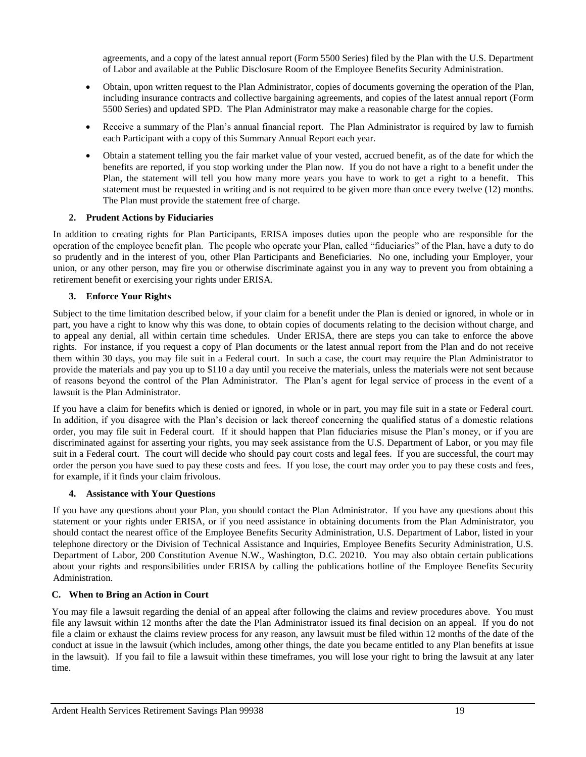agreements, and a copy of the latest annual report (Form 5500 Series) filed by the Plan with the U.S. Department of Labor and available at the Public Disclosure Room of the Employee Benefits Security Administration.

- Obtain, upon written request to the Plan Administrator, copies of documents governing the operation of the Plan, including insurance contracts and collective bargaining agreements, and copies of the latest annual report (Form 5500 Series) and updated SPD. The Plan Administrator may make a reasonable charge for the copies.
- Receive a summary of the Plan's annual financial report. The Plan Administrator is required by law to furnish each Participant with a copy of this Summary Annual Report each year.
- Obtain a statement telling you the fair market value of your vested, accrued benefit, as of the date for which the benefits are reported, if you stop working under the Plan now. If you do not have a right to a benefit under the Plan, the statement will tell you how many more years you have to work to get a right to a benefit. This statement must be requested in writing and is not required to be given more than once every twelve (12) months. The Plan must provide the statement free of charge.

### 2. Prudent Actions by Fiduciaries

In addition to creating rights for Plan Participants, ERISA imposes duties upon the people who are responsible for the operation of the employee benefit plan. The people who operate your Plan, called "fiduciaries" of the Plan, have a duty to do so prudently and in the interest of you, other Plan Participants and Beneficiaries. No one, including your Employer, your union, or any other person, may fire you or otherwise discriminate against you in any way to prevent you from obtaining a retirement benefit or exercising your rights under ERISA.

### 3. Enforce Your Rights

Subject to the time limitation described below, if your claim for a benefit under the Plan is denied or ignored, in whole or in part, you have a right to know why this was done, to obtain copies of documents relating to the decision without charge, and to appeal any denial, all within certain time schedules. Under ERISA, there are steps you can take to enforce the above rights. For instance, if you request a copy of Plan documents or the latest annual report from the Plan and do not receive them within 30 days, you may file suit in a Federal court. In such a case, the court may require the Plan Administrator to provide the materials and pay you up to $110 a day until you receive the materials, unless the materials were not sent because of reasons beyond the control of the Plan Administrator. The Plan's agent for legal service of process in the event of a lawsuit is the Plan Administrator.

If you have a claim for benefits which is denied or ignored, in whole or in part, you may file suit in a state or Federal court. In addition, if you disagree with the Plan's decision or lack thereof concerning the qualified status of a domestic relations order, you may file suit in Federal court. If it should happen that Plan fiduciaries misuse the Plan's money, or if you are discriminated against for asserting your rights, you may seek assistance from the U.S. Department of Labor, or you may file suit in a Federal court. The court will decide who should pay court costs and legal fees. If you are successful, the court may order the person you have sued to pay these costs and fees. If you lose, the court may order you to pay these costs and fees, for example, if it finds your claim frivolous.

### 4. Assistance with Your Questions

If you have any questions about your Plan, you should contact the Plan Administrator. If you have any questions about this statement or your rights under ERISA, or if you need assistance in obtaining documents from the Plan Administrator, you should contact the nearest office of the Employee Benefits Security Administration, U.S. Department of Labor, listed in your telephone directory or the Division of Technical Assistance and Inquiries, Employee Benefits Security Administration, U.S. Department of Labor, 200 Constitution Avenue N.W., Washington, D.C. 20210. You may also obtain certain publications about your rights and responsibilities under ERISA by calling the publications hotline of the Employee Benefits Security Administration.

## C. When to Bring an Action in Court

You may file a lawsuit regarding the denial of an appeal after following the claims and review procedures above. You must file any lawsuit within 12 months after the date the Plan Administrator issued its final decision on an appeal. If you do not file a claim or exhaust the claims review process for any reason, any lawsuit must be filed within 12 months of the date of the conduct at issue in the lawsuit (which includes, among other things, the date you became entitled to any Plan benefits at issue in the lawsuit). If you fail to file a lawsuit within these timeframes, you will lose your right to bring the lawsuit at any later time.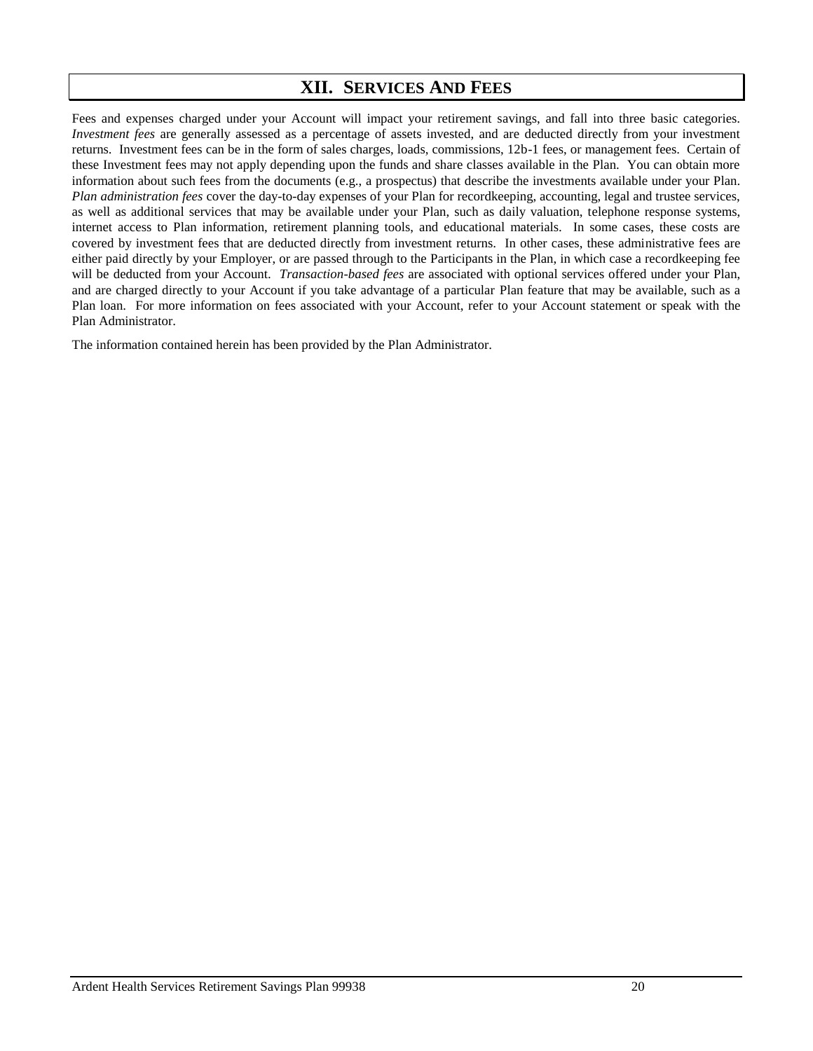# XII. SERVICES AND FEES

Fees and expenses charged under your Account will impact your retirement savings, and fall into three basic categories. *Investment fees* are generally assessed as a percentage of assets invested, and are deducted directly from your investment returns. Investment fees can be in the form of sales charges, loads, commissions, 12b-1 fees, or management fees. Certain of these Investment fees may not apply depending upon the funds and share classes available in the Plan. You can obtain more information about such fees from the documents (e.g., a prospectus) that describe the investments available under your Plan. *Plan administration fees* cover the day-to-day expenses of your Plan for recordkeeping, accounting, legal and trustee services, as well as additional services that may be available under your Plan, such as daily valuation, telephone response systems, internet access to Plan information, retirement planning tools, and educational materials. In some cases, these costs are covered by investment fees that are deducted directly from investment returns. In other cases, these administrative fees are either paid directly by your Employer, or are passed through to the Participants in the Plan, in which case a recordkeeping fee will be deducted from your Account. *Transaction-based fees* are associated with optional services offered under your Plan, and are charged directly to your Account if you take advantage of a particular Plan feature that may be available, such as a Plan loan. For more information on fees associated with your Account, refer to your Account statement or speak with the Plan Administrator.

The information contained herein has been provided by the Plan Administrator.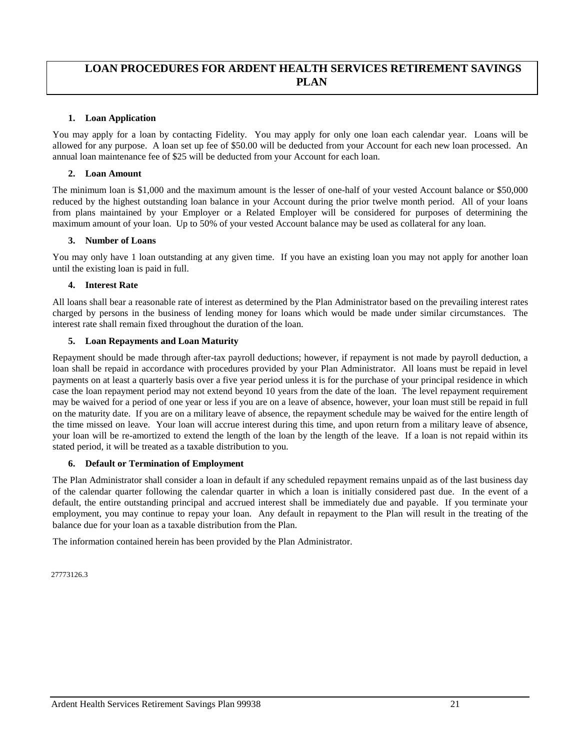# LOAN PROCEDURES FOR ARDENT HEALTH SERVICES RETIREMENT SAVINGS PLAN

### 1. Loan Application

You may apply for a loan by contacting Fidelity. You may apply for only one loan each calendar year. Loans will be allowed for any purpose. A loan set up fee of $50.00 will be deducted from your Account for each new loan processed. An annual loan maintenance fee of $25 will be deducted from your Account for each loan.

### 2. Loan Amount

The minimum loan is $1,000 and the maximum amount is the lesser of one-half of your vested Account balance or $50,000 reduced by the highest outstanding loan balance in your Account during the prior twelve month period. All of your loans from plans maintained by your Employer or a Related Employer will be considered for purposes of determining the maximum amount of your loan. Up to 50% of your vested Account balance may be used as collateral for any loan.

### 3. Number of Loans

You may only have 1 loan outstanding at any given time. If you have an existing loan you may not apply for another loan until the existing loan is paid in full.

### 4. Interest Rate

All loans shall bear a reasonable rate of interest as determined by the Plan Administrator based on the prevailing interest rates charged by persons in the business of lending money for loans which would be made under similar circumstances. The interest rate shall remain fixed throughout the duration of the loan.

### 5. Loan Repayments and Loan Maturity

Repayment should be made through after-tax payroll deductions; however, if repayment is not made by payroll deduction, a loan shall be repaid in accordance with procedures provided by your Plan Administrator. All loans must be repaid in level payments on at least a quarterly basis over a five year period unless it is for the purchase of your principal residence in which case the loan repayment period may not extend beyond 10 years from the date of the loan. The level repayment requirement may be waived for a period of one year or less if you are on a leave of absence, however, your loan must still be repaid in full on the maturity date. If you are on a military leave of absence, the repayment schedule may be waived for the entire length of the time missed on leave. Your loan will accrue interest during this time, and upon return from a military leave of absence, your loan will be re-amortized to extend the length of the loan by the length of the leave. If a loan is not repaid within its stated period, it will be treated as a taxable distribution to you.

### 6. Default or Termination of Employment

The Plan Administrator shall consider a loan in default if any scheduled repayment remains unpaid as of the last business day of the calendar quarter following the calendar quarter in which a loan is initially considered past due. In the event of a default, the entire outstanding principal and accrued interest shall be immediately due and payable. If you terminate your employment, you may continue to repay your loan. Any default in repayment to the Plan will result in the treating of the balance due for your loan as a taxable distribution from the Plan.

The information contained herein has been provided by the Plan Administrator.

27773126.3